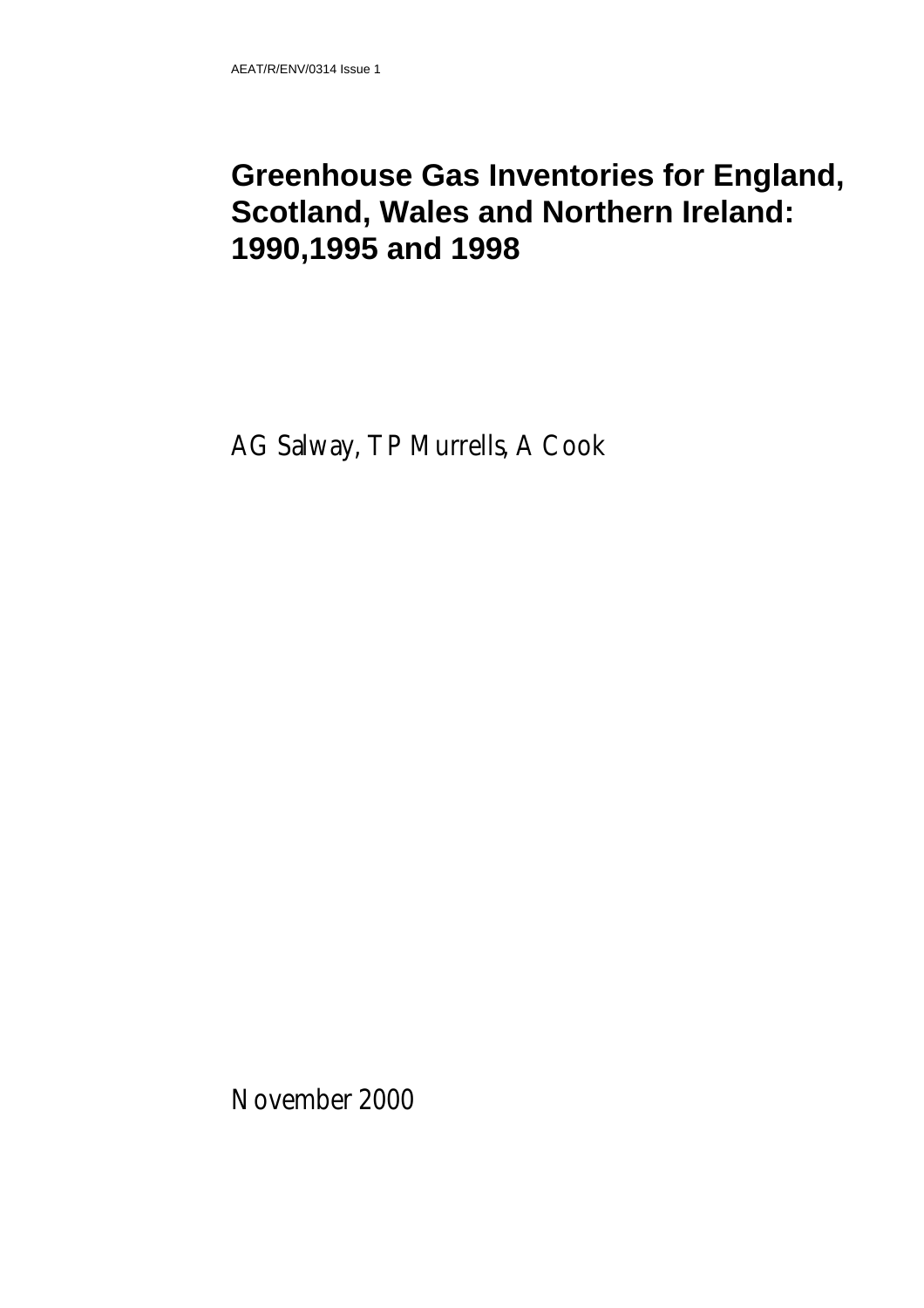AEAT/R/ENV/0314 Issue 1

# Greenhouse Gas Inventories for England, Scotland, Wales and Northern Ireland: 1990,1995 and 1998

AG Salway, TP Murrells, A Cook

November 2000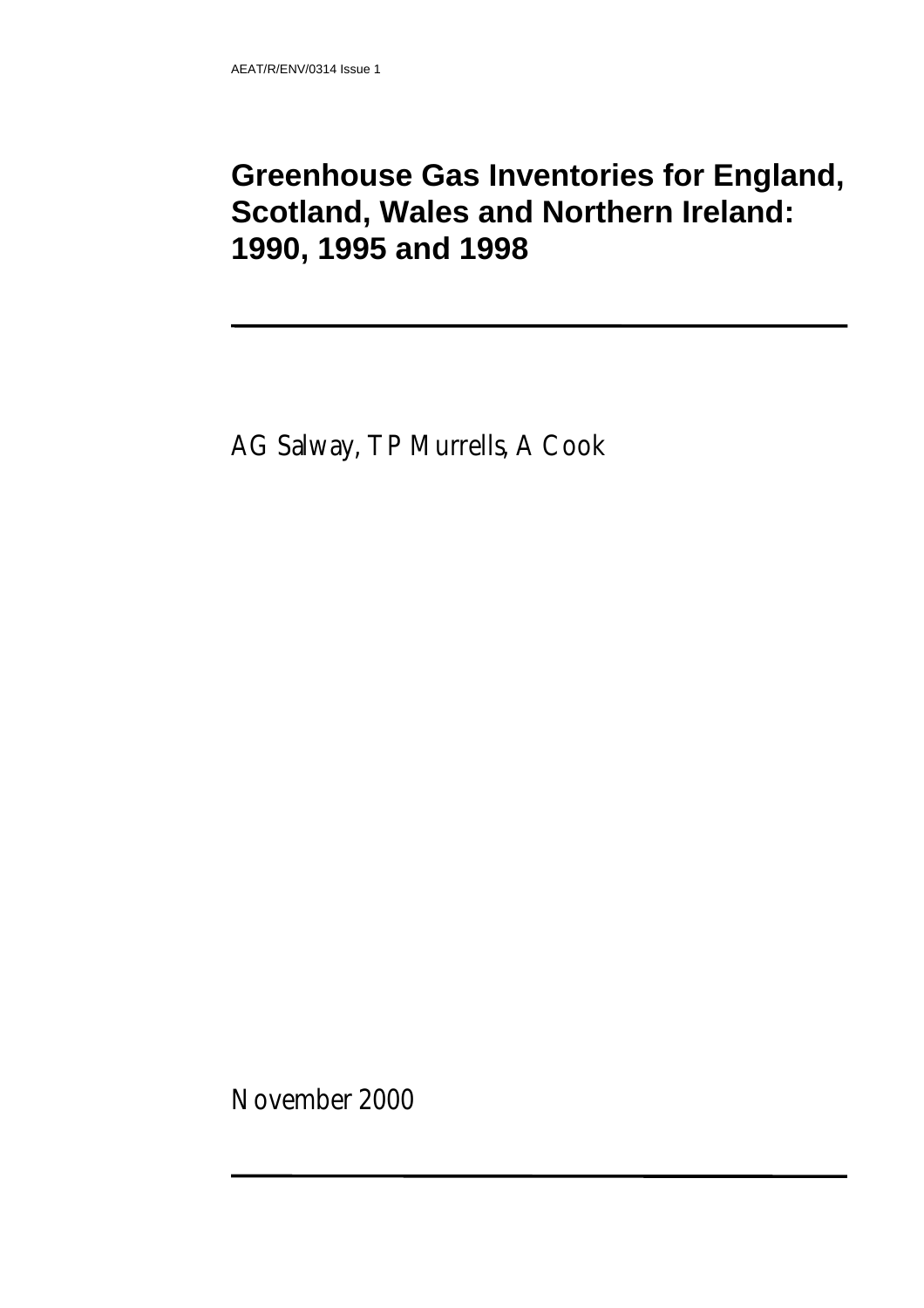AEAT/R/ENV/0314 Issue 1

# Greenhouse Gas Inventories for England, Scotland, Wales and Northern Ireland: 1990, 1995 and 1998

AG Salway, TP Murrells, A Cook

November 2000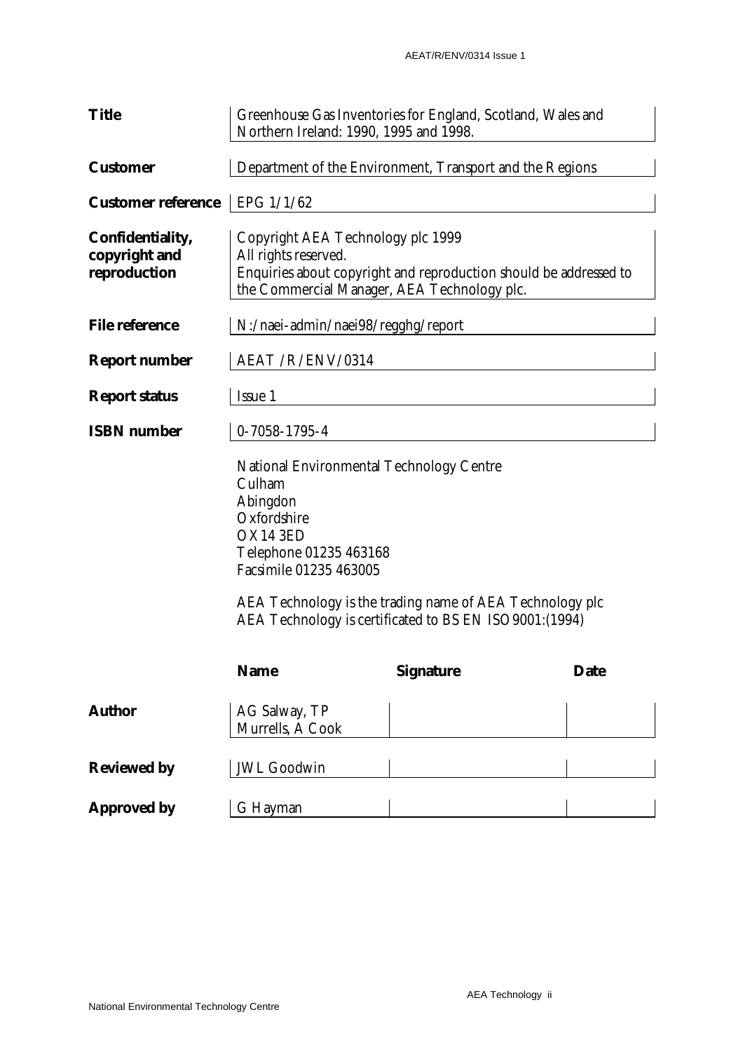| | |
|---|---|
| **Title** | Greenhouse Gas Inventories for England, Scotland, Wales and Northern Ireland: 1990, 1995 and 1998. |
| **Customer** | Department of the Environment, Transport and the Regions |
| **Customer reference** | EPG 1/1/62 |
| **Confidentiality, copyright and reproduction** | Copyright AEA Technology plc 1999<br>All rights reserved.<br>Enquiries about copyright and reproduction should be addressed to the Commercial Manager, AEA Technology plc. |
| **File reference** | N:/naei-admin/naei98/regghg/report |
| **Report number** | AEAT /R/ENV/0314 |
| **Report status** | Issue 1 |
| **ISBN number** | 0-7058-1795-4 |

National Environmental Technology Centre
Culham
Abingdon
Oxfordshire
OX14 3ED
Telephone 01235 463168
Facsimile 01235 463005

AEA Technology is the trading name of AEA Technology plc
AEA Technology is certificated to BS EN ISO9001:(1994)

| | **Name** | **Signature** | **Date** |
|---|---|---|---|
| **Author** | AG Salway, TP Murrells, A Cook | | |
| **Reviewed by** | JWL Goodwin | | |
| **Approved by** | G Hayman | | |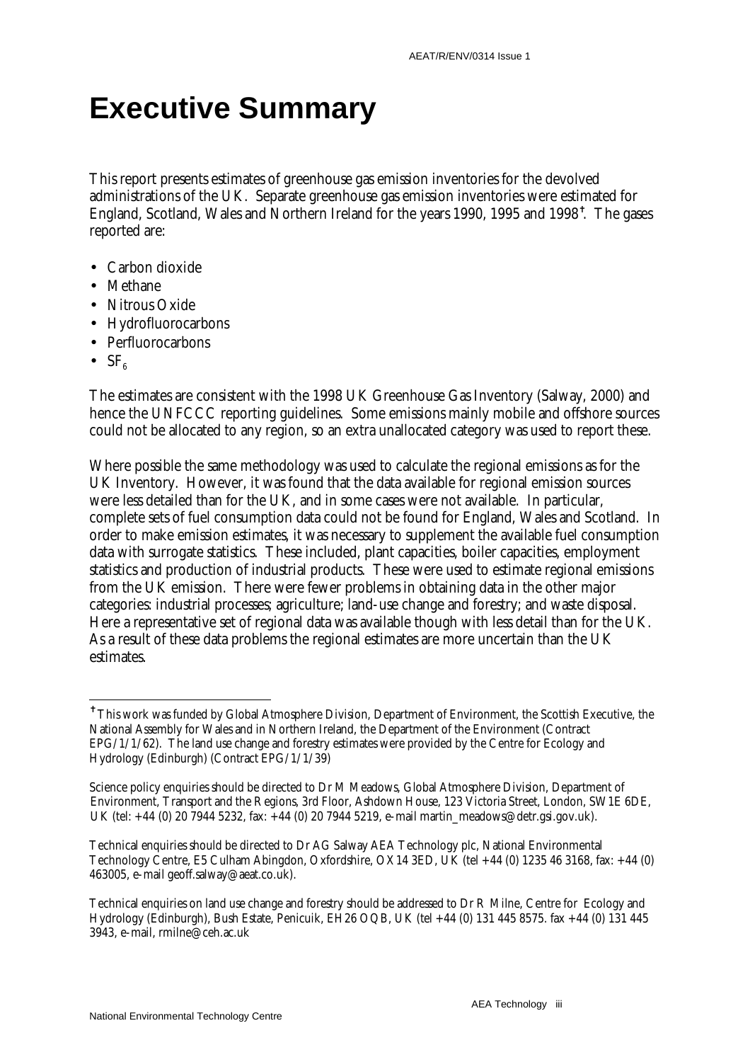# Executive Summary

This report presents estimates of greenhouse gas emission inventories for the devolved administrations of the UK. Separate greenhouse gas emission inventories were estimated for England, Scotland, Wales and Northern Ireland for the years 1990, 1995 and 1998[†]. The gases reported are:

- Carbon dioxide
- Methane
- Nitrous Oxide
- Hydrofluorocarbons
- Perfluorocarbons
- $SF_6$

The estimates are consistent with the 1998 UK Greenhouse Gas Inventory (Salway, 2000) and hence the UNFCCC reporting guidelines. Some emissions mainly mobile and offshore sources could not be allocated to any region, so an extra unallocated category was used to report these.

Where possible the same methodology was used to calculate the regional emissions as for the UK Inventory. However, it was found that the data available for regional emission sources were less detailed than for the UK, and in some cases were not available. In particular, complete sets of fuel consumption data could not be found for England, Wales and Scotland. In order to make emission estimates, it was necessary to supplement the available fuel consumption data with surrogate statistics. These included, plant capacities, boiler capacities, employment statistics and production of industrial products. These were used to estimate regional emissions from the UK emission. There were fewer problems in obtaining data in the other major categories: industrial processes; agriculture; land-use change and forestry; and waste disposal. Here a representative set of regional data was available though with less detail than for the UK. As a result of these data problems the regional estimates are more uncertain than the UK estimates.

---

[†] This work was funded by Global Atmosphere Division, Department of Environment, the Scottish Executive, the National Assembly for Wales and in Northern Ireland, the Department of the Environment (Contract EPG/1/1/62). The land use change and forestry estimates were provided by the Centre for Ecology and Hydrology (Edinburgh) (Contract EPG/1/1/39)

Science policy enquiries should be directed to Dr M Meadows, Global Atmosphere Division, Department of Environment, Transport and the Regions, 3rd Floor, Ashdown House, 123 Victoria Street, London, SW1E 6DE, UK (tel: +44 (0) 20 7944 5232, fax: +44 (0) 20 7944 5219, e-mail martin_meadows@detr.gsi.gov.uk).

Technical enquiries should be directed to Dr AG Salway AEA Technology plc, National Environmental Technology Centre, E5 Culham Abingdon, Oxfordshire, OX14 3ED, UK (tel +44 (0) 1235 46 3168, fax: +44 (0) 463005, e-mail geoff.salway@aeat.co.uk).

Technical enquiries on land use change and forestry should be addressed to Dr R Milne, Centre for Ecology and Hydrology (Edinburgh), Bush Estate, Penicuik, EH26 OQB, UK (tel +44 (0) 131 445 8575. fax +44 (0) 131 445 3943, e-mail, rmilne@ceh.ac.uk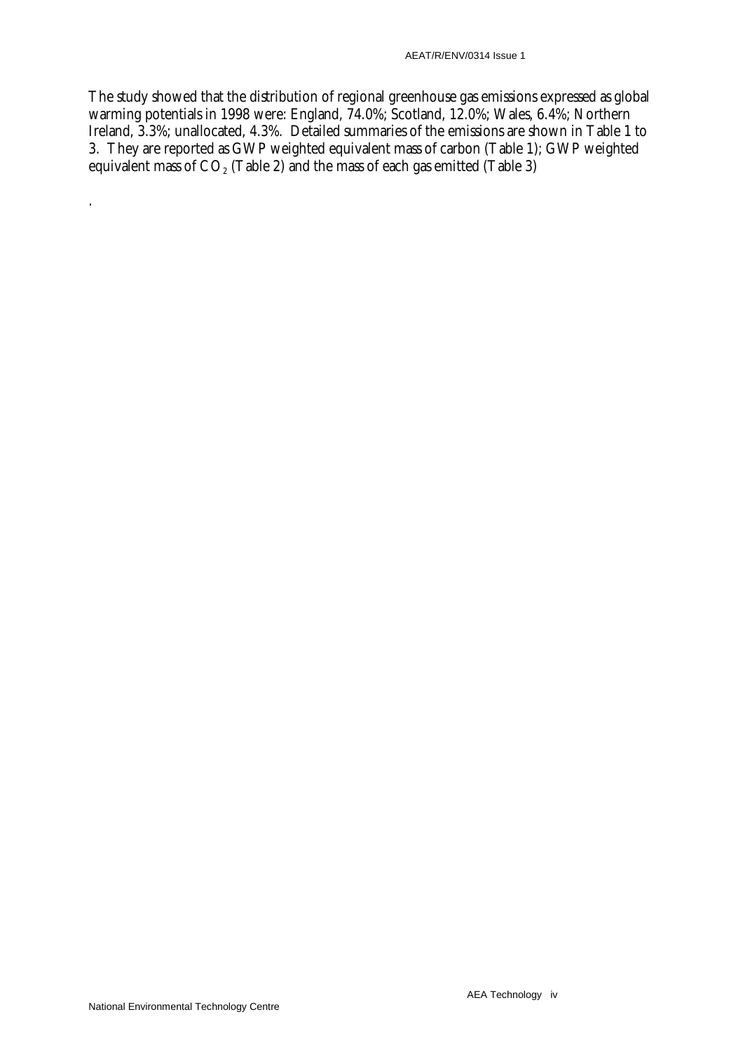The study showed that the distribution of regional greenhouse gas emissions expressed as global warming potentials in 1998 were: England, 74.0%; Scotland, 12.0%; Wales, 6.4%; Northern Ireland, 3.3%; unallocated, 4.3%. Detailed summaries of the emissions are shown in Table 1 to 3. They are reported as GWP weighted equivalent mass of carbon (Table 1); GWP weighted equivalent mass of $CO_2$ (Table 2) and the mass of each gas emitted (Table 3)

.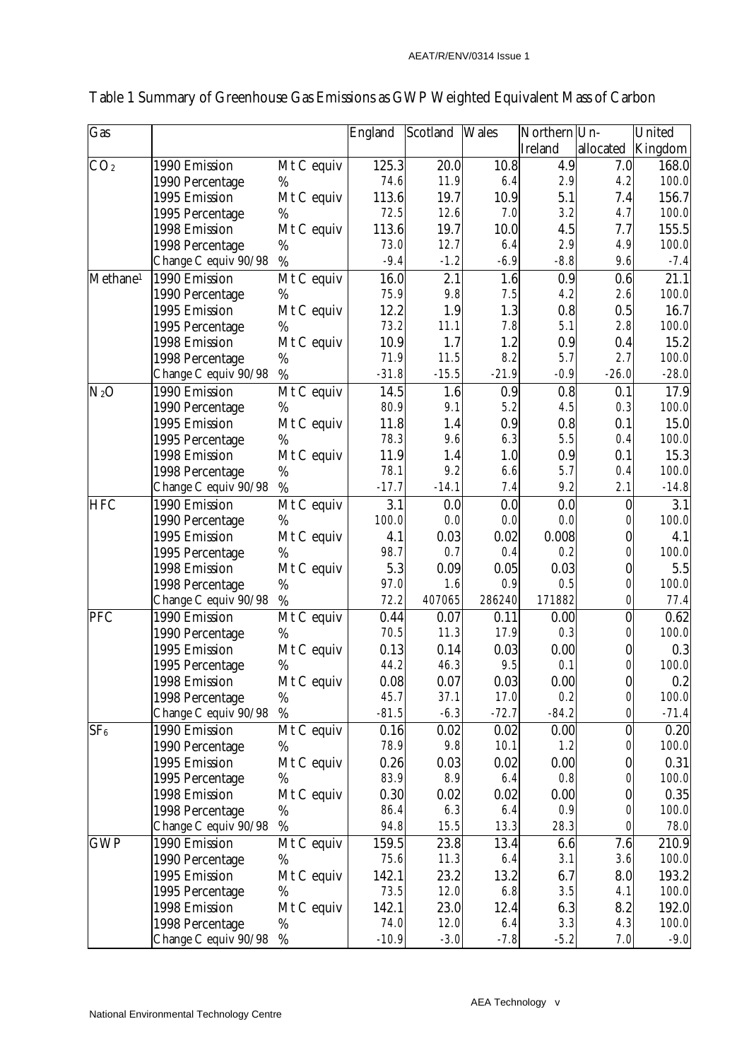Table 1 Summary of Greenhouse Gas Emissions as GWP Weighted Equivalent Mass of Carbon

| Gas | | | England | Scotland | Wales | Northern Ireland | Un-allocated | United Kingdom |
|---|---|---|---|---|---|---|---|---|
| $CO_2$ | 1990 Emission | Mt C equiv | 125.3 | 20.0 | 10.8 | 4.9 | 7.0 | 168.0 |
| | 1990 Percentage | % | 74.6 | 11.9 | 6.4 | 2.9 | 4.2 | 100.0 |
| | 1995 Emission | Mt C equiv | 113.6 | 19.7 | 10.9 | 5.1 | 7.4 | 156.7 |
| | 1995 Percentage | % | 72.5 | 12.6 | 7.0 | 3.2 | 4.7 | 100.0 |
| | 1998 Emission | Mt C equiv | 113.6 | 19.7 | 10.0 | 4.5 | 7.7 | 155.5 |
| | 1998 Percentage | % | 73.0 | 12.7 | 6.4 | 2.9 | 4.9 | 100.0 |
| | Change C equiv 90/98 | % | -9.4 | -1.2 | -6.9 | -8.8 | 9.6 | -7.4 |
| Methane[1] | 1990 Emission | Mt C equiv | 16.0 | 2.1 | 1.6 | 0.9 | 0.6 | 21.1 |
| | 1990 Percentage | % | 75.9 | 9.8 | 7.5 | 4.2 | 2.6 | 100.0 |
| | 1995 Emission | Mt C equiv | 12.2 | 1.9 | 1.3 | 0.8 | 0.5 | 16.7 |
| | 1995 Percentage | % | 73.2 | 11.1 | 7.8 | 5.1 | 2.8 | 100.0 |
| | 1998 Emission | Mt C equiv | 10.9 | 1.7 | 1.2 | 0.9 | 0.4 | 15.2 |
| | 1998 Percentage | % | 71.9 | 11.5 | 8.2 | 5.7 | 2.7 | 100.0 |
| | Change C equiv 90/98 | % | -31.8 | -15.5 | -21.9 | -0.9 | -26.0 | -28.0 |
| $N_2O$ | 1990 Emission | Mt C equiv | 14.5 | 1.6 | 0.9 | 0.8 | 0.1 | 17.9 |
| | 1990 Percentage | % | 80.9 | 9.1 | 5.2 | 4.5 | 0.3 | 100.0 |
| | 1995 Emission | Mt C equiv | 11.8 | 1.4 | 0.9 | 0.8 | 0.1 | 15.0 |
| | 1995 Percentage | % | 78.3 | 9.6 | 6.3 | 5.5 | 0.4 | 100.0 |
| | 1998 Emission | Mt C equiv | 11.9 | 1.4 | 1.0 | 0.9 | 0.1 | 15.3 |
| | 1998 Percentage | % | 78.1 | 9.2 | 6.6 | 5.7 | 0.4 | 100.0 |
| | Change C equiv 90/98 | % | -17.7 | -14.1 | 7.4 | 9.2 | 2.1 | -14.8 |
| HFC | 1990 Emission | Mt C equiv | 3.1 | 0.0 | 0.0 | 0.0 | 0 | 3.1 |
| | 1990 Percentage | % | 100.0 | 0.0 | 0.0 | 0.0 | 0 | 100.0 |
| | 1995 Emission | Mt C equiv | 4.1 | 0.03 | 0.02 | 0.008 | 0 | 4.1 |
| | 1995 Percentage | % | 98.7 | 0.7 | 0.4 | 0.2 | 0 | 100.0 |
| | 1998 Emission | Mt C equiv | 5.3 | 0.09 | 0.05 | 0.03 | 0 | 5.5 |
| | 1998 Percentage | % | 97.0 | 1.6 | 0.9 | 0.5 | 0 | 100.0 |
| | Change C equiv 90/98 | % | 72.2 | 407065 | 286240 | 171882 | 0 | 77.4 |
| PFC | 1990 Emission | Mt C equiv | 0.44 | 0.07 | 0.11 | 0.00 | 0 | 0.62 |
| | 1990 Percentage | % | 70.5 | 11.3 | 17.9 | 0.3 | 0 | 100.0 |
| | 1995 Emission | Mt C equiv | 0.13 | 0.14 | 0.03 | 0.00 | 0 | 0.3 |
| | 1995 Percentage | % | 44.2 | 46.3 | 9.5 | 0.1 | 0 | 100.0 |
| | 1998 Emission | Mt C equiv | 0.08 | 0.07 | 0.03 | 0.00 | 0 | 0.2 |
| | 1998 Percentage | % | 45.7 | 37.1 | 17.0 | 0.2 | 0 | 100.0 |
| | Change C equiv 90/98 | % | -81.5 | -6.3 | -72.7 | -84.2 | 0 | -71.4 |
| $SF_6$ | 1990 Emission | Mt C equiv | 0.16 | 0.02 | 0.02 | 0.00 | 0 | 0.20 |
| | 1990 Percentage | % | 78.9 | 9.8 | 10.1 | 1.2 | 0 | 100.0 |
| | 1995 Emission | Mt C equiv | 0.26 | 0.03 | 0.02 | 0.00 | 0 | 0.31 |
| | 1995 Percentage | % | 83.9 | 8.9 | 6.4 | 0.8 | 0 | 100.0 |
| | 1998 Emission | Mt C equiv | 0.30 | 0.02 | 0.02 | 0.00 | 0 | 0.35 |
| | 1998 Percentage | % | 86.4 | 6.3 | 6.4 | 0.9 | 0 | 100.0 |
| | Change C equiv 90/98 | % | 94.8 | 15.5 | 13.3 | 28.3 | 0 | 78.0 |
| GWP | 1990 Emission | Mt C equiv | 159.5 | 23.8 | 13.4 | 6.6 | 7.6 | 210.9 |
| | 1990 Percentage | % | 75.6 | 11.3 | 6.4 | 3.1 | 3.6 | 100.0 |
| | 1995 Emission | Mt C equiv | 142.1 | 23.2 | 13.2 | 6.7 | 8.0 | 193.2 |
| | 1995 Percentage | % | 73.5 | 12.0 | 6.8 | 3.5 | 4.1 | 100.0 |
| | 1998 Emission | Mt C equiv | 142.1 | 23.0 | 12.4 | 6.3 | 8.2 | 192.0 |
| | 1998 Percentage | % | 74.0 | 12.0 | 6.4 | 3.3 | 4.3 | 100.0 |
| | Change C equiv 90/98 | % | -10.9 | -3.0 | -7.8 | -5.2 | 7.0 | -9.0 |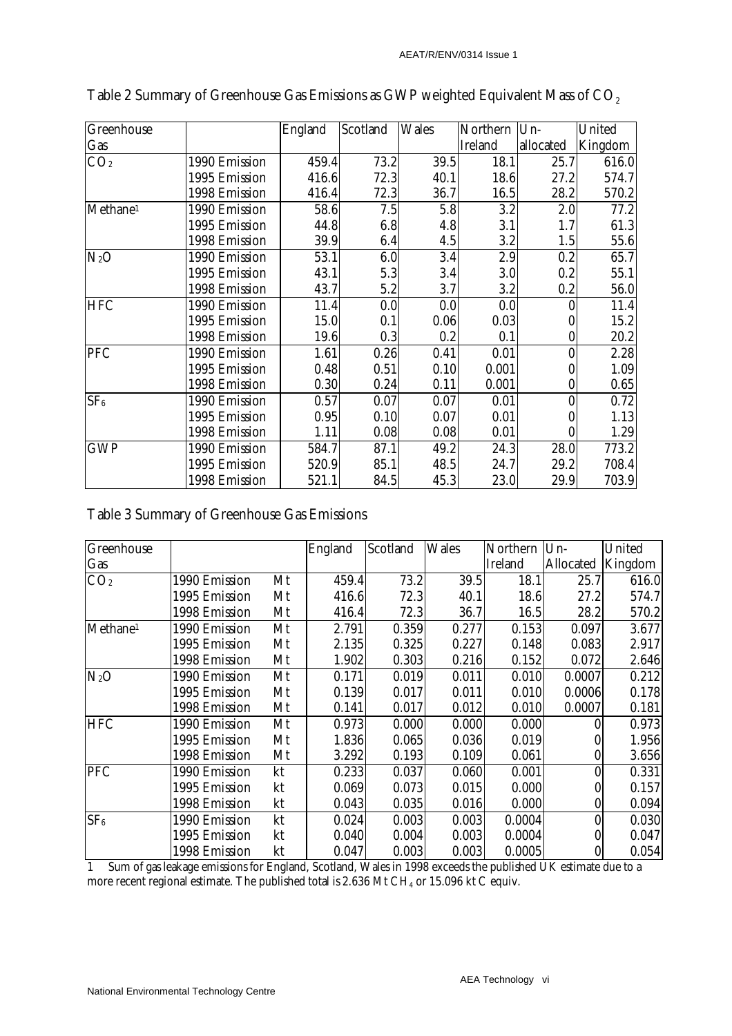Table 2 Summary of Greenhouse Gas Emissions as GWP weighted Equivalent Mass of $CO_2$

| Greenhouse Gas | | England | Scotland | Wales | Northern Ireland | Un-allocated | United Kingdom |
|---|---|---|---|---|---|---|---|
| $CO_2$ | 1990 Emission | 459.4 | 73.2 | 39.5 | 18.1 | 25.7 | 616.0 |
| | 1995 Emission | 416.6 | 72.3 | 40.1 | 18.6 | 27.2 | 574.7 |
| | 1998 Emission | 416.4 | 72.3 | 36.7 | 16.5 | 28.2 | 570.2 |
| Methane[1] | 1990 Emission | 58.6 | 7.5 | 5.8 | 3.2 | 2.0 | 77.2 |
| | 1995 Emission | 44.8 | 6.8 | 4.8 | 3.1 | 1.7 | 61.3 |
| | 1998 Emission | 39.9 | 6.4 | 4.5 | 3.2 | 1.5 | 55.6 |
| $N_2O$ | 1990 Emission | 53.1 | 6.0 | 3.4 | 2.9 | 0.2 | 65.7 |
| | 1995 Emission | 43.1 | 5.3 | 3.4 | 3.0 | 0.2 | 55.1 |
| | 1998 Emission | 43.7 | 5.2 | 3.7 | 3.2 | 0.2 | 56.0 |
| HFC | 1990 Emission | 11.4 | 0.0 | 0.0 | 0.0 | 0 | 11.4 |
| | 1995 Emission | 15.0 | 0.1 | 0.06 | 0.03 | 0 | 15.2 |
| | 1998 Emission | 19.6 | 0.3 | 0.2 | 0.1 | 0 | 20.2 |
| PFC | 1990 Emission | 1.61 | 0.26 | 0.41 | 0.01 | 0 | 2.28 |
| | 1995 Emission | 0.48 | 0.51 | 0.10 | 0.001 | 0 | 1.09 |
| | 1998 Emission | 0.30 | 0.24 | 0.11 | 0.001 | 0 | 0.65 |
| $SF_6$ | 1990 Emission | 0.57 | 0.07 | 0.07 | 0.01 | 0 | 0.72 |
| | 1995 Emission | 0.95 | 0.10 | 0.07 | 0.01 | 0 | 1.13 |
| | 1998 Emission | 1.11 | 0.08 | 0.08 | 0.01 | 0 | 1.29 |
| GWP | 1990 Emission | 584.7 | 87.1 | 49.2 | 24.3 | 28.0 | 773.2 |
| | 1995 Emission | 520.9 | 85.1 | 48.5 | 24.7 | 29.2 | 708.4 |
| | 1998 Emission | 521.1 | 84.5 | 45.3 | 23.0 | 29.9 | 703.9 |

Table 3 Summary of Greenhouse Gas Emissions

| Greenhouse Gas | | | England | Scotland | Wales | Northern Ireland | Un-Allocated | United Kingdom |
|---|---|---|---|---|---|---|---|---|
| $CO_2$ | 1990 Emission | Mt | 459.4 | 73.2 | 39.5 | 18.1 | 25.7 | 616.0 |
| | 1995 Emission | Mt | 416.6 | 72.3 | 40.1 | 18.6 | 27.2 | 574.7 |
| | 1998 Emission | Mt | 416.4 | 72.3 | 36.7 | 16.5 | 28.2 | 570.2 |
| Methane[1] | 1990 Emission | Mt | 2.791 | 0.359 | 0.277 | 0.153 | 0.097 | 3.677 |
| | 1995 Emission | Mt | 2.135 | 0.325 | 0.227 | 0.148 | 0.083 | 2.917 |
| | 1998 Emission | Mt | 1.902 | 0.303 | 0.216 | 0.152 | 0.072 | 2.646 |
| $N_2O$ | 1990 Emission | Mt | 0.171 | 0.019 | 0.011 | 0.010 | 0.0007 | 0.212 |
| | 1995 Emission | Mt | 0.139 | 0.017 | 0.011 | 0.010 | 0.0006 | 0.178 |
| | 1998 Emission | Mt | 0.141 | 0.017 | 0.012 | 0.010 | 0.0007 | 0.181 |
| HFC | 1990 Emission | Mt | 0.973 | 0.000 | 0.000 | 0.000 | 0 | 0.973 |
| | 1995 Emission | Mt | 1.836 | 0.065 | 0.036 | 0.019 | 0 | 1.956 |
| | 1998 Emission | Mt | 3.292 | 0.193 | 0.109 | 0.061 | 0 | 3.656 |
| PFC | 1990 Emission | kt | 0.233 | 0.037 | 0.060 | 0.001 | 0 | 0.331 |
| | 1995 Emission | kt | 0.069 | 0.073 | 0.015 | 0.000 | 0 | 0.157 |
| | 1998 Emission | kt | 0.043 | 0.035 | 0.016 | 0.000 | 0 | 0.094 |
| $SF_6$ | 1990 Emission | kt | 0.024 | 0.003 | 0.003 | 0.0004 | 0 | 0.030 |
| | 1995 Emission | kt | 0.040 | 0.004 | 0.003 | 0.0004 | 0 | 0.047 |
| | 1998 Emission | kt | 0.047 | 0.003 | 0.003 | 0.0005 | 0 | 0.054 |

1 Sum of gas leakage emissions for England, Scotland, Wales in 1998 exceeds the published UK estimate due to a more recent regional estimate. The published total is 2.636 Mt $CH_4$ or 15.096 kt C equiv.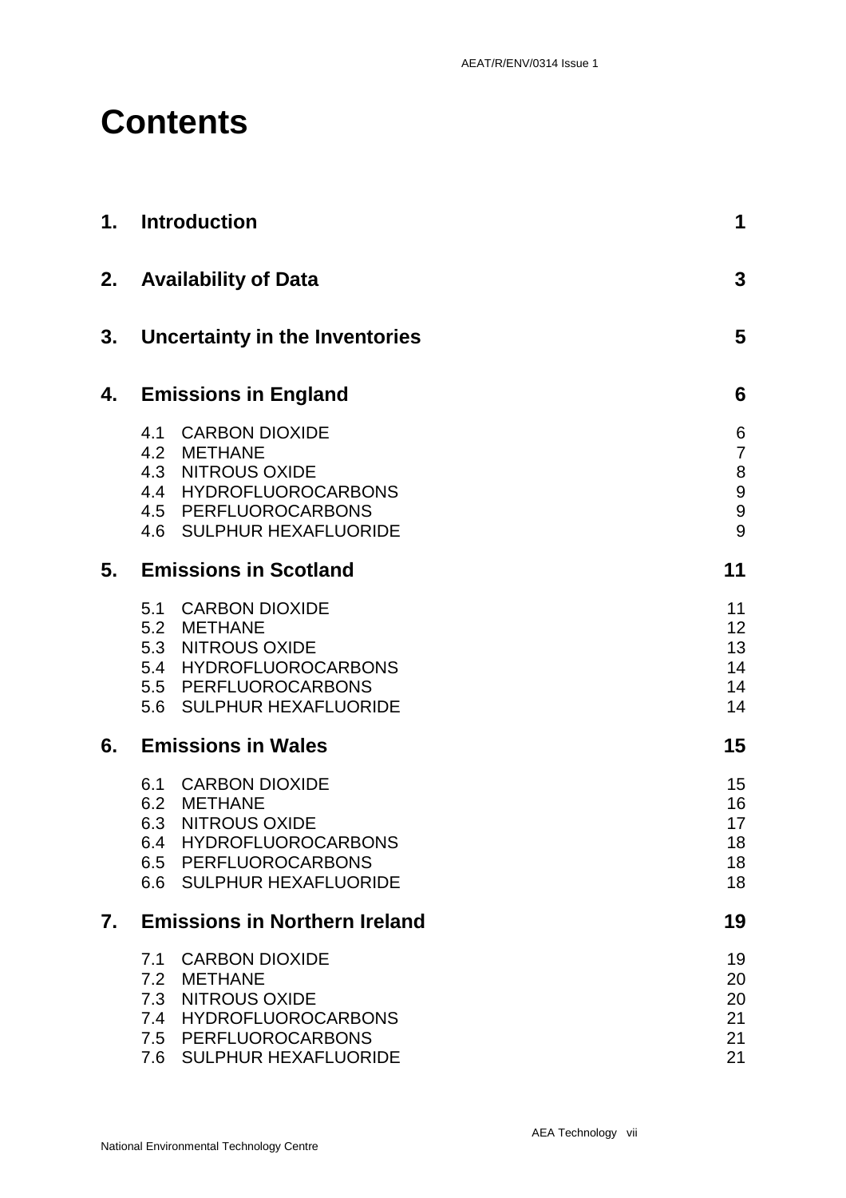# Contents

| | | |
|---|---|---|
| **1.** | **Introduction** | **1** |
| **2.** | **Availability of Data** | **3** |
| **3.** | **Uncertainty in the Inventories** | **5** |
| **4.** | **Emissions in England** | **6** |
| | 4.1 CARBON DIOXIDE | 6 |
| | 4.2 METHANE | 7 |
| | 4.3 NITROUS OXIDE | 8 |
| | 4.4 HYDROFLUOROCARBONS | 9 |
| | 4.5 PERFLUOROCARBONS | 9 |
| | 4.6 SULPHUR HEXAFLUORIDE | 9 |
| **5.** | **Emissions in Scotland** | **11** |
| | 5.1 CARBON DIOXIDE | 11 |
| | 5.2 METHANE | 12 |
| | 5.3 NITROUS OXIDE | 13 |
| | 5.4 HYDROFLUOROCARBONS | 14 |
| | 5.5 PERFLUOROCARBONS | 14 |
| | 5.6 SULPHUR HEXAFLUORIDE | 14 |
| **6.** | **Emissions in Wales** | **15** |
| | 6.1 CARBON DIOXIDE | 15 |
| | 6.2 METHANE | 16 |
| | 6.3 NITROUS OXIDE | 17 |
| | 6.4 HYDROFLUOROCARBONS | 18 |
| | 6.5 PERFLUOROCARBONS | 18 |
| | 6.6 SULPHUR HEXAFLUORIDE | 18 |
| **7.** | **Emissions in Northern Ireland** | **19** |
| | 7.1 CARBON DIOXIDE | 19 |
| | 7.2 METHANE | 20 |
| | 7.3 NITROUS OXIDE | 20 |
| | 7.4 HYDROFLUOROCARBONS | 21 |
| | 7.5 PERFLUOROCARBONS | 21 |
| | 7.6 SULPHUR HEXAFLUORIDE | 21 |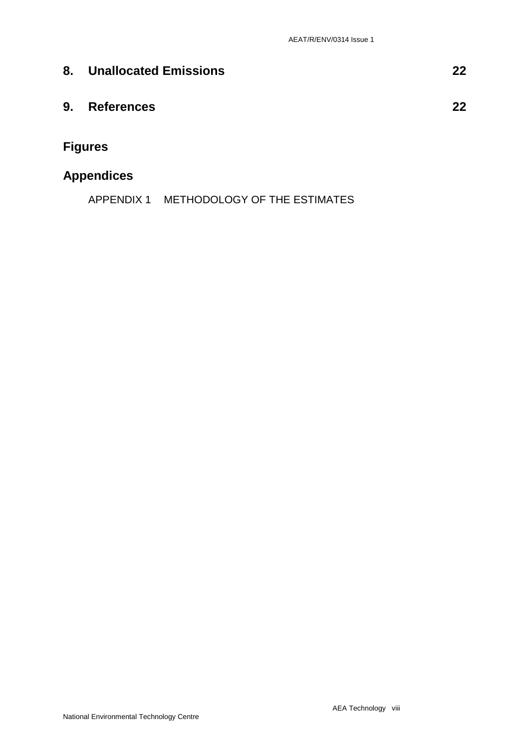## 8. Unallocated Emissions 22

## 9. References 22

## Figures

## Appendices

APPENDIX 1 METHODOLOGY OF THE ESTIMATES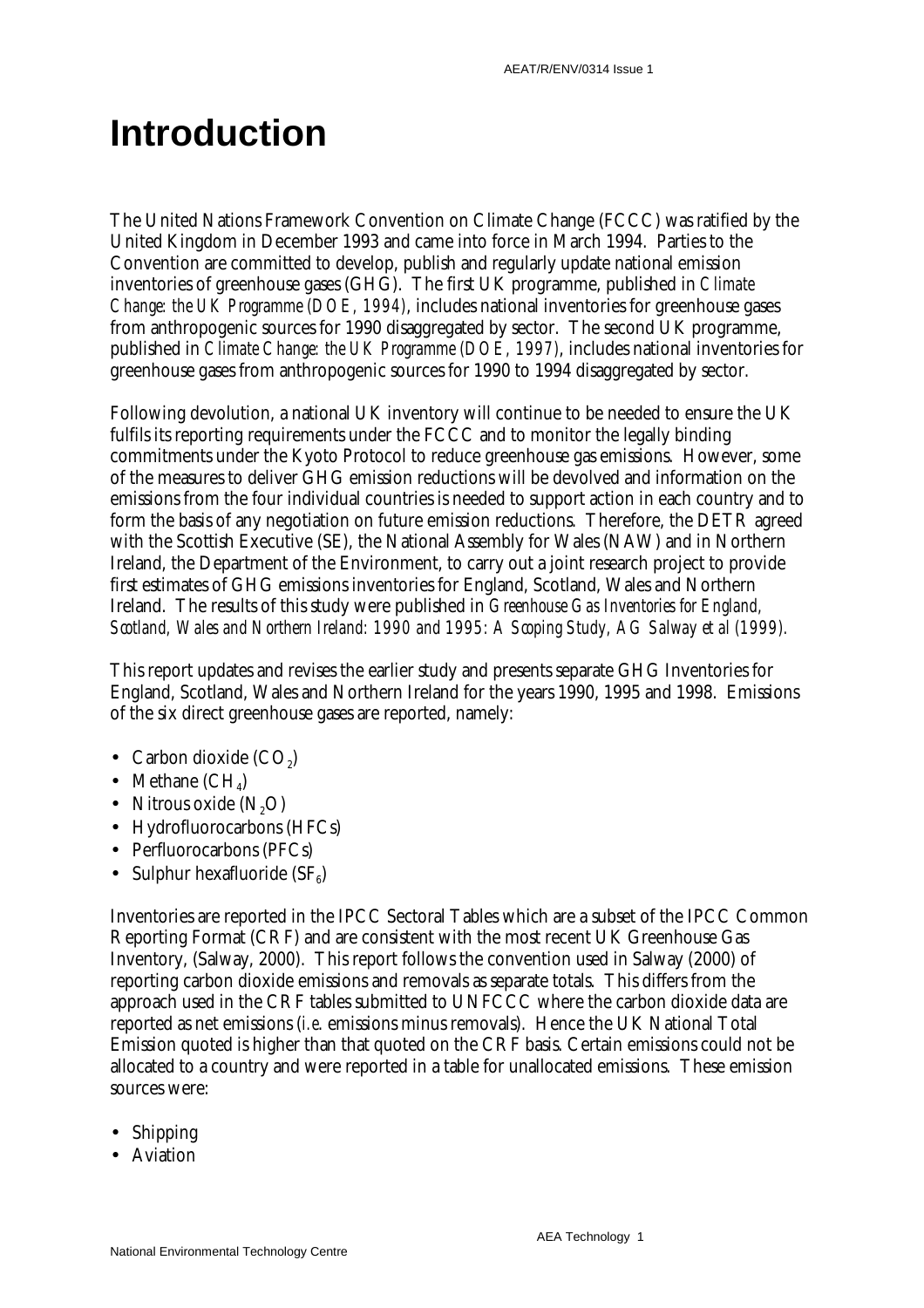# Introduction

The United Nations Framework Convention on Climate Change (FCCC) was ratified by the United Kingdom in December 1993 and came into force in March 1994. Parties to the Convention are committed to develop, publish and regularly update national emission inventories of greenhouse gases (GHG). The first UK programme, published in *Climate Change: the UK Programme (DOE, 1994)*, includes national inventories for greenhouse gases from anthropogenic sources for 1990 disaggregated by sector. The second UK programme, published in *Climate Change: the UK Programme (DOE, 1997)*, includes national inventories for greenhouse gases from anthropogenic sources for 1990 to 1994 disaggregated by sector.

Following devolution, a national UK inventory will continue to be needed to ensure the UK fulfils its reporting requirements under the FCCC and to monitor the legally binding commitments under the Kyoto Protocol to reduce greenhouse gas emissions. However, some of the measures to deliver GHG emission reductions will be devolved and information on the emissions from the four individual countries is needed to support action in each country and to form the basis of any negotiation on future emission reductions. Therefore, the DETR agreed with the Scottish Executive (SE), the National Assembly for Wales (NAW) and in Northern Ireland, the Department of the Environment, to carry out a joint research project to provide first estimates of GHG emissions inventories for England, Scotland, Wales and Northern Ireland. The results of this study were published in *Greenhouse Gas Inventories for England, Scotland, Wales and Northern Ireland: 1990 and 1995: A Scoping Study, AG Salway et al (1999).*

This report updates and revises the earlier study and presents separate GHG Inventories for England, Scotland, Wales and Northern Ireland for the years 1990, 1995 and 1998. Emissions of the six direct greenhouse gases are reported, namely:

- Carbon dioxide ($CO_2$)
- Methane ($CH_4$)
- Nitrous oxide ($N_2O$)
- Hydrofluorocarbons (HFCs)
- Perfluorocarbons (PFCs)
- Sulphur hexafluoride ($SF_6$)

Inventories are reported in the IPCC Sectoral Tables which are a subset of the IPCC Common Reporting Format (CRF) and are consistent with the most recent UK Greenhouse Gas Inventory, (Salway, 2000). This report follows the convention used in Salway (2000) of reporting carbon dioxide emissions and removals as separate totals. This differs from the approach used in the CRF tables submitted to UNFCCC where the carbon dioxide data are reported as net emissions (*i.e.* emissions minus removals). Hence the UK National Total Emission quoted is higher than that quoted on the CRF basis. Certain emissions could not be allocated to a country and were reported in a table for unallocated emissions. These emission sources were:

- Shipping
- Aviation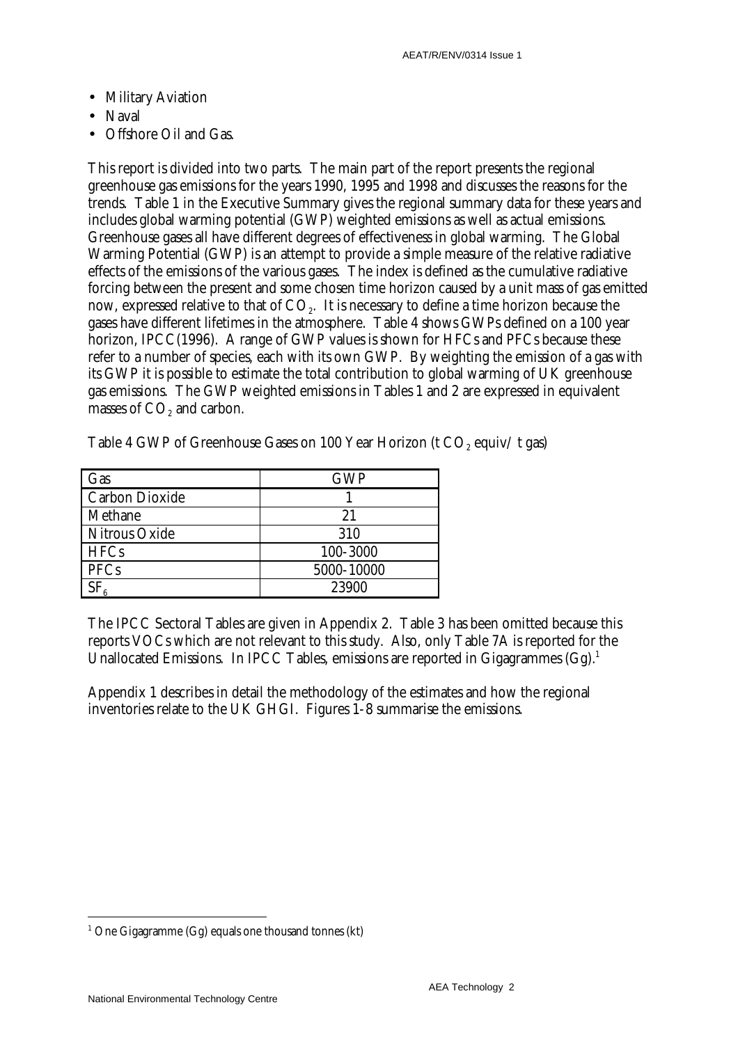- Military Aviation
- Naval
- Offshore Oil and Gas.

This report is divided into two parts. The main part of the report presents the regional greenhouse gas emissions for the years 1990, 1995 and 1998 and discusses the reasons for the trends. Table 1 in the Executive Summary gives the regional summary data for these years and includes global warming potential (GWP) weighted emissions as well as actual emissions. Greenhouse gases all have different degrees of effectiveness in global warming. The Global Warming Potential (GWP) is an attempt to provide a simple measure of the relative radiative effects of the emissions of the various gases. The index is defined as the cumulative radiative forcing between the present and some chosen time horizon caused by a unit mass of gas emitted now, expressed relative to that of $CO_2$. It is necessary to define a time horizon because the gases have different lifetimes in the atmosphere. Table 4 shows GWPs defined on a 100 year horizon, IPCC(1996). A range of GWP values is shown for HFCs and PFCs because these refer to a number of species, each with its own GWP. By weighting the emission of a gas with its GWP it is possible to estimate the total contribution to global warming of UK greenhouse gas emissions. The GWP weighted emissions in Tables 1 and 2 are expressed in equivalent masses of $CO_2$ and carbon.

Table 4 GWP of Greenhouse Gases on 100 Year Horizon (t $CO_2$ equiv/ t gas)

| Gas | GWP |
|---|---|
| Carbon Dioxide | 1 |
| Methane | 21 |
| Nitrous Oxide | 310 |
| HFCs | 100-3000 |
| PFCs | 5000-10000 |
| $SF_6$ | 23900 |

The IPCC Sectoral Tables are given in Appendix 2. Table 3 has been omitted because this reports VOCs which are not relevant to this study. Also, only Table 7A is reported for the Unallocated Emissions. In IPCC Tables, emissions are reported in Gigagrammes (Gg).[1]

Appendix 1 describes in detail the methodology of the estimates and how the regional inventories relate to the UK GHGI. Figures 1-8 summarise the emissions.

[1] One Gigagramme (Gg) equals one thousand tonnes (kt)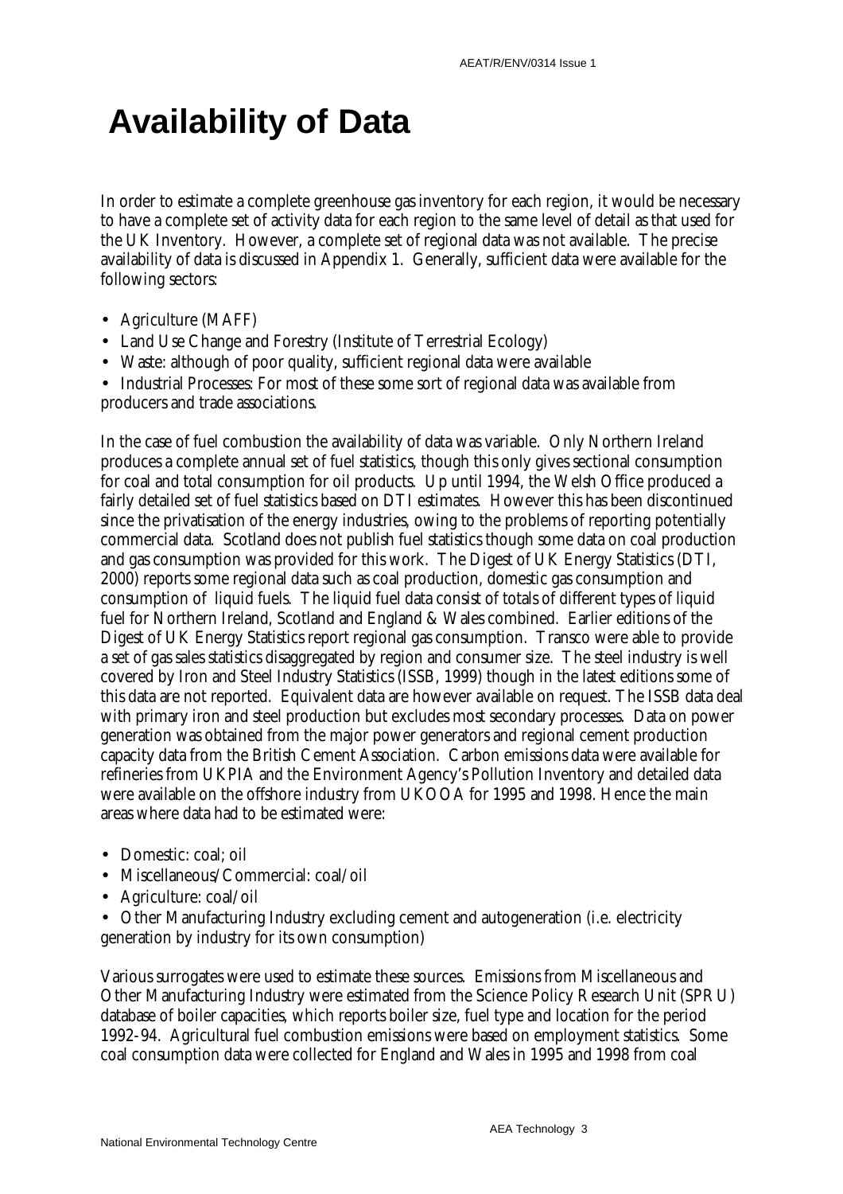# Availability of Data

In order to estimate a complete greenhouse gas inventory for each region, it would be necessary to have a complete set of activity data for each region to the same level of detail as that used for the UK Inventory. However, a complete set of regional data was not available. The precise availability of data is discussed in Appendix 1. Generally, sufficient data were available for the following sectors:

- Agriculture (MAFF)
- Land Use Change and Forestry (Institute of Terrestrial Ecology)
- Waste: although of poor quality, sufficient regional data were available
- Industrial Processes: For most of these some sort of regional data was available from producers and trade associations.

In the case of fuel combustion the availability of data was variable. Only Northern Ireland produces a complete annual set of fuel statistics, though this only gives sectional consumption for coal and total consumption for oil products. Up until 1994, the Welsh Office produced a fairly detailed set of fuel statistics based on DTI estimates. However this has been discontinued since the privatisation of the energy industries, owing to the problems of reporting potentially commercial data. Scotland does not publish fuel statistics though some data on coal production and gas consumption was provided for this work. The Digest of UK Energy Statistics (DTI, 2000) reports some regional data such as coal production, domestic gas consumption and consumption of liquid fuels. The liquid fuel data consist of totals of different types of liquid fuel for Northern Ireland, Scotland and England & Wales combined. Earlier editions of the Digest of UK Energy Statistics report regional gas consumption. Transco were able to provide a set of gas sales statistics disaggregated by region and consumer size. The steel industry is well covered by Iron and Steel Industry Statistics (ISSB, 1999) though in the latest editions some of this data are not reported. Equivalent data are however available on request. The ISSB data deal with primary iron and steel production but excludes most secondary processes. Data on power generation was obtained from the major power generators and regional cement production capacity data from the British Cement Association. Carbon emissions data were available for refineries from UKPIA and the Environment Agency's Pollution Inventory and detailed data were available on the offshore industry from UKOOA for 1995 and 1998. Hence the main areas where data had to be estimated were:

- Domestic: coal; oil
- Miscellaneous/Commercial: coal/oil
- Agriculture: coal/oil
- Other Manufacturing Industry excluding cement and autogeneration (i.e. electricity generation by industry for its own consumption)

Various surrogates were used to estimate these sources. Emissions from Miscellaneous and Other Manufacturing Industry were estimated from the Science Policy Research Unit (SPRU) database of boiler capacities, which reports boiler size, fuel type and location for the period 1992-94. Agricultural fuel combustion emissions were based on employment statistics. Some coal consumption data were collected for England and Wales in 1995 and 1998 from coal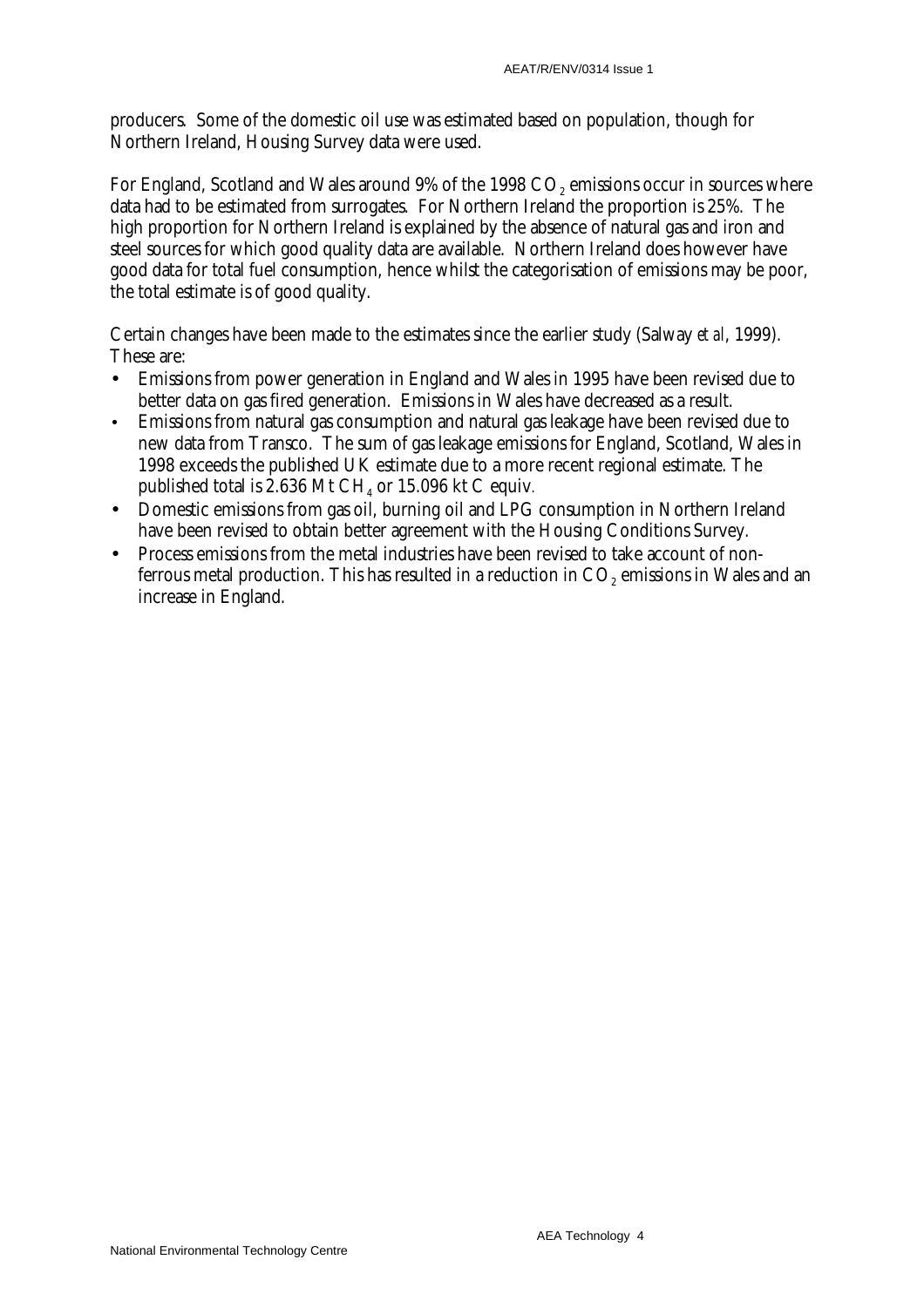producers. Some of the domestic oil use was estimated based on population, though for Northern Ireland, Housing Survey data were used.

For England, Scotland and Wales around 9% of the 1998 $CO_2$ emissions occur in sources where data had to be estimated from surrogates. For Northern Ireland the proportion is 25%. The high proportion for Northern Ireland is explained by the absence of natural gas and iron and steel sources for which good quality data are available. Northern Ireland does however have good data for total fuel consumption, hence whilst the categorisation of emissions may be poor, the total estimate is of good quality.

Certain changes have been made to the estimates since the earlier study (Salway *et al*, 1999). These are:

- Emissions from power generation in England and Wales in 1995 have been revised due to better data on gas fired generation. Emissions in Wales have decreased as a result.
- Emissions from natural gas consumption and natural gas leakage have been revised due to new data from Transco. The sum of gas leakage emissions for England, Scotland, Wales in 1998 exceeds the published UK estimate due to a more recent regional estimate. The published total is 2.636 Mt $CH_4$ or 15.096 kt C equiv.
- Domestic emissions from gas oil, burning oil and LPG consumption in Northern Ireland have been revised to obtain better agreement with the Housing Conditions Survey.
- Process emissions from the metal industries have been revised to take account of non-ferrous metal production. This has resulted in a reduction in $CO_2$ emissions in Wales and an increase in England.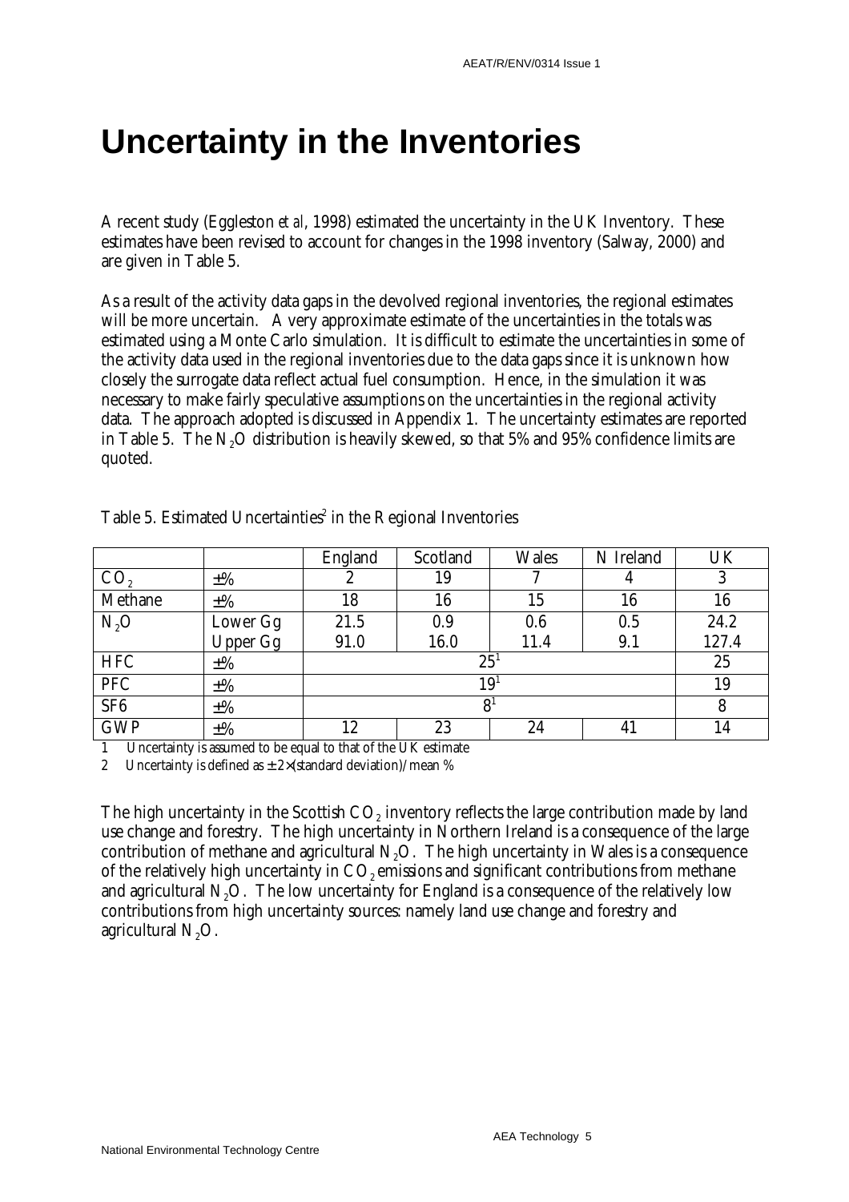# Uncertainty in the Inventories

A recent study (Eggleston *et al*, 1998) estimated the uncertainty in the UK Inventory. These estimates have been revised to account for changes in the 1998 inventory (Salway, 2000) and are given in Table 5.

As a result of the activity data gaps in the devolved regional inventories, the regional estimates will be more uncertain. A very approximate estimate of the uncertainties in the totals was estimated using a Monte Carlo simulation. It is difficult to estimate the uncertainties in some of the activity data used in the regional inventories due to the data gaps since it is unknown how closely the surrogate data reflect actual fuel consumption. Hence, in the simulation it was necessary to make fairly speculative assumptions on the uncertainties in the regional activity data. The approach adopted is discussed in Appendix 1. The uncertainty estimates are reported in Table 5. The $N_2O$ distribution is heavily skewed, so that 5% and 95% confidence limits are quoted.

Table 5. Estimated Uncertainties[2] in the Regional Inventories

| | | England | Scotland | Wales | N Ireland | UK |
|---|---|---|---|---|---|---|
| $CO_2$ | ±% | 2 | 19 | 7 | 4 | 3 |
| Methane | ±% | 18 | 16 | 15 | 16 | 16 |
| $N_2O$ | Lower Gg | 21.5 | 0.9 | 0.6 | 0.5 | 24.2 |
| | Upper Gg | 91.0 | 16.0 | 11.4 | 9.1 | 127.4 |
| HFC | ±% | 25[1] | | | | 25 |
| PFC | ±% | 19[1] | | | | 19 |
| SF6 | ±% | 8[1] | | | | 8 |
| GWP | ±% | 12 | 23 | 24 | 41 | 14 |

1 Uncertainty is assumed to be equal to that of the UK estimate

2 Uncertainty is defined as ± 2×(standard deviation)/mean %

The high uncertainty in the Scottish $CO_2$ inventory reflects the large contribution made by land use change and forestry. The high uncertainty in Northern Ireland is a consequence of the large contribution of methane and agricultural $N_2O$. The high uncertainty in Wales is a consequence of the relatively high uncertainty in $CO_2$ emissions and significant contributions from methane and agricultural $N_2O$. The low uncertainty for England is a consequence of the relatively low contributions from high uncertainty sources: namely land use change and forestry and agricultural $N_2O$.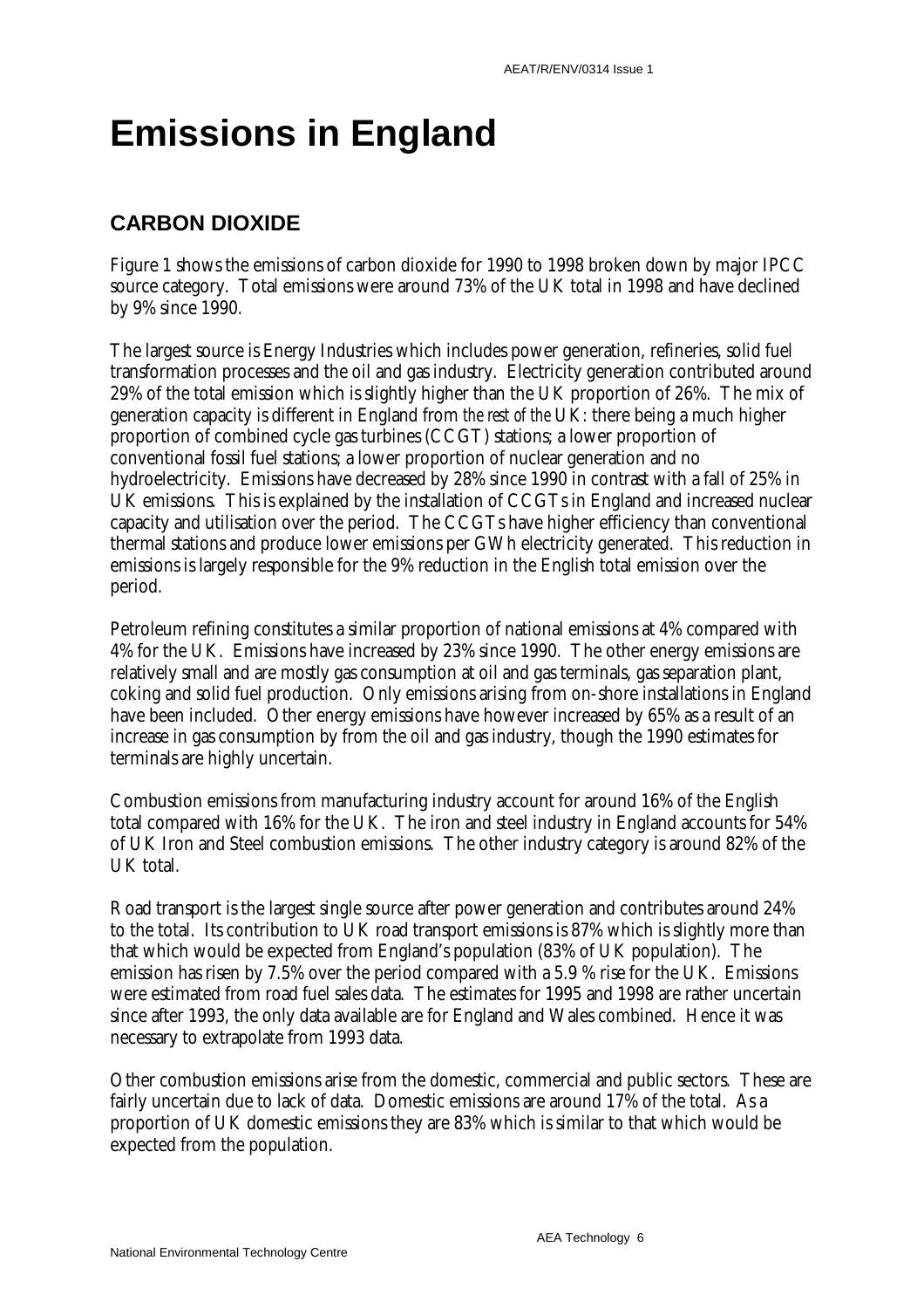# Emissions in England

## CARBON DIOXIDE

Figure 1 shows the emissions of carbon dioxide for 1990 to 1998 broken down by major IPCC source category. Total emissions were around 73% of the UK total in 1998 and have declined by 9% since 1990.

The largest source is Energy Industries which includes power generation, refineries, solid fuel transformation processes and the oil and gas industry. Electricity generation contributed around 29% of the total emission which is slightly higher than the UK proportion of 26%. The mix of generation capacity is different in England from *the rest of the* UK: there being a much higher proportion of combined cycle gas turbines (CCGT) stations; a lower proportion of conventional fossil fuel stations; a lower proportion of nuclear generation and no hydroelectricity. Emissions have decreased by 28% since 1990 in contrast with a fall of 25% in UK emissions. This is explained by the installation of CCGTs in England and increased nuclear capacity and utilisation over the period. The CCGTs have higher efficiency than conventional thermal stations and produce lower emissions per GWh electricity generated. This reduction in emissions is largely responsible for the 9% reduction in the English total emission over the period.

Petroleum refining constitutes a similar proportion of national emissions at 4% compared with 4% for the UK. Emissions have increased by 23% since 1990. The other energy emissions are relatively small and are mostly gas consumption at oil and gas terminals, gas separation plant, coking and solid fuel production. Only emissions arising from on-shore installations in England have been included. Other energy emissions have however increased by 65% as a result of an increase in gas consumption by from the oil and gas industry, though the 1990 estimates for terminals are highly uncertain.

Combustion emissions from manufacturing industry account for around 16% of the English total compared with 16% for the UK. The iron and steel industry in England accounts for 54% of UK Iron and Steel combustion emissions. The other industry category is around 82% of the UK total.

Road transport is the largest single source after power generation and contributes around 24% to the total. Its contribution to UK road transport emissions is 87% which is slightly more than that which would be expected from England's population (83% of UK population). The emission has risen by 7.5% over the period compared with a 5.9 % rise for the UK. Emissions were estimated from road fuel sales data. The estimates for 1995 and 1998 are rather uncertain since after 1993, the only data available are for England and Wales combined. Hence it was necessary to extrapolate from 1993 data.

Other combustion emissions arise from the domestic, commercial and public sectors. These are fairly uncertain due to lack of data. Domestic emissions are around 17% of the total. As a proportion of UK domestic emissions they are 83% which is similar to that which would be expected from the population.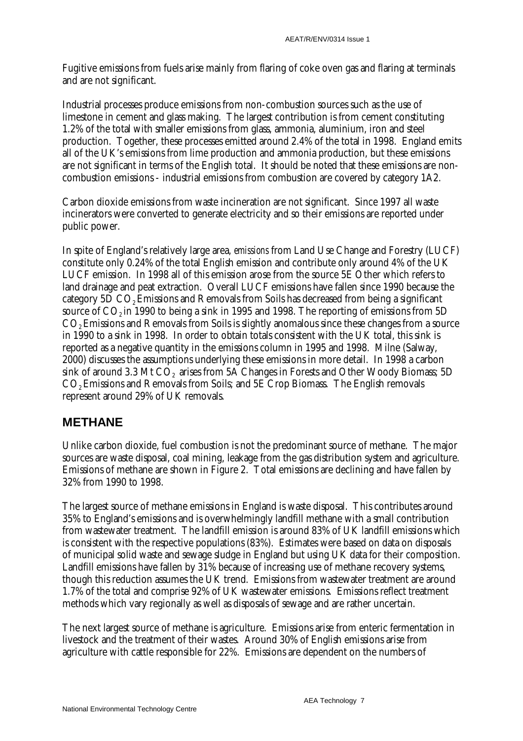Fugitive emissions from fuels arise mainly from flaring of coke oven gas and flaring at terminals and are not significant.

Industrial processes produce emissions from non-combustion sources such as the use of limestone in cement and glass making. The largest contribution is from cement constituting 1.2% of the total with smaller emissions from glass, ammonia, aluminium, iron and steel production. Together, these processes emitted around 2.4% of the total in 1998. England emits all of the UK's emissions from lime production and ammonia production, but these emissions are not significant in terms of the English total. It should be noted that these emissions are non-combustion emissions - industrial emissions from combustion are covered by category 1A2.

Carbon dioxide emissions from waste incineration are not significant. Since 1997 all waste incinerators were converted to generate electricity and so their emissions are reported under public power.

In spite of England's relatively large area, *emissions* from Land Use Change and Forestry (LUCF) constitute only 0.24% of the total English emission and contribute only around 4% of the UK LUCF emission. In 1998 all of this emission arose from the source 5E Other which refers to land drainage and peat extraction. Overall LUCF emissions have fallen since 1990 because the category 5D $CO_2$ Emissions and Removals from Soils has decreased from being a significant source of $CO_2$ in 1990 to being a sink in 1995 and 1998. The reporting of emissions from 5D $CO_2$ Emissions and Removals from Soils is slightly anomalous since these changes from a source in 1990 to a sink in 1998. In order to obtain totals consistent with the UK total, this sink is reported as a negative quantity in the emissions column in 1995 and 1998. Milne (Salway, 2000) discusses the assumptions underlying these emissions in more detail. In 1998 a carbon sink of around 3.3 Mt $CO_2$ arises from 5A Changes in Forests and Other Woody Biomass; 5D $CO_2$ Emissions and Removals from Soils; and 5E Crop Biomass. The English removals represent around 29% of UK removals.

## METHANE

Unlike carbon dioxide, fuel combustion is not the predominant source of methane. The major sources are waste disposal, coal mining, leakage from the gas distribution system and agriculture. Emissions of methane are shown in Figure 2. Total emissions are declining and have fallen by 32% from 1990 to 1998.

The largest source of methane emissions in England is waste disposal. This contributes around 35% to England's emissions and is overwhelmingly landfill methane with a small contribution from wastewater treatment. The landfill emission is around 83% of UK landfill emissions which is consistent with the respective populations (83%). Estimates were based on data on disposals of municipal solid waste and sewage sludge in England but using UK data for their composition. Landfill emissions have fallen by 31% because of increasing use of methane recovery systems, though this reduction assumes the UK trend. Emissions from wastewater treatment are around 1.7% of the total and comprise 92% of UK wastewater emissions. Emissions reflect treatment methods which vary regionally as well as disposals of sewage and are rather uncertain.

The next largest source of methane is agriculture. Emissions arise from enteric fermentation in livestock and the treatment of their wastes. Around 30% of English emissions arise from agriculture with cattle responsible for 22%. Emissions are dependent on the numbers of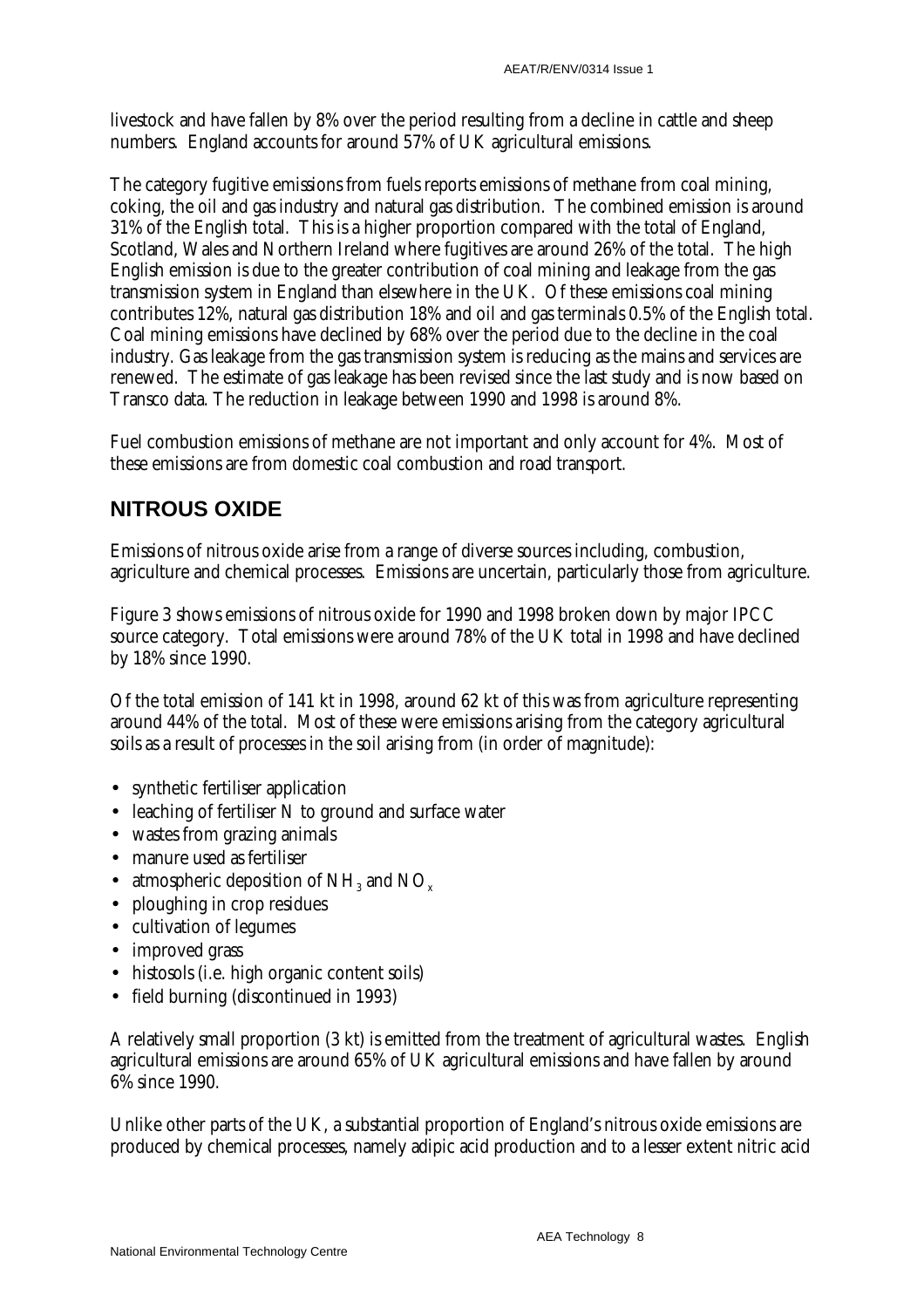livestock and have fallen by 8% over the period resulting from a decline in cattle and sheep numbers. England accounts for around 57% of UK agricultural emissions.

The category fugitive emissions from fuels reports emissions of methane from coal mining, coking, the oil and gas industry and natural gas distribution. The combined emission is around 31% of the English total. This is a higher proportion compared with the total of England, Scotland, Wales and Northern Ireland where fugitives are around 26% of the total. The high English emission is due to the greater contribution of coal mining and leakage from the gas transmission system in England than elsewhere in the UK. Of these emissions coal mining contributes 12%, natural gas distribution 18% and oil and gas terminals 0.5% of the English total. Coal mining emissions have declined by 68% over the period due to the decline in the coal industry. Gas leakage from the gas transmission system is reducing as the mains and services are renewed. The estimate of gas leakage has been revised since the last study and is now based on Transco data. The reduction in leakage between 1990 and 1998 is around 8%.

Fuel combustion emissions of methane are not important and only account for 4%. Most of these emissions are from domestic coal combustion and road transport.

## NITROUS OXIDE

Emissions of nitrous oxide arise from a range of diverse sources including, combustion, agriculture and chemical processes. Emissions are uncertain, particularly those from agriculture.

Figure 3 shows emissions of nitrous oxide for 1990 and 1998 broken down by major IPCC source category. Total emissions were around 78% of the UK total in 1998 and have declined by 18% since 1990.

Of the total emission of 141 kt in 1998, around 62 kt of this was from agriculture representing around 44% of the total. Most of these were emissions arising from the category agricultural soils as a result of processes in the soil arising from (in order of magnitude):

- synthetic fertiliser application
- leaching of fertiliser N to ground and surface water
- wastes from grazing animals
- manure used as fertiliser
- atmospheric deposition of $NH_3$ and $NO_x$
- ploughing in crop residues
- cultivation of legumes
- improved grass
- histosols (i.e. high organic content soils)
- field burning (discontinued in 1993)

A relatively small proportion (3 kt) is emitted from the treatment of agricultural wastes. English agricultural emissions are around 65% of UK agricultural emissions and have fallen by around 6% since 1990.

Unlike other parts of the UK, a substantial proportion of England's nitrous oxide emissions are produced by chemical processes, namely adipic acid production and to a lesser extent nitric acid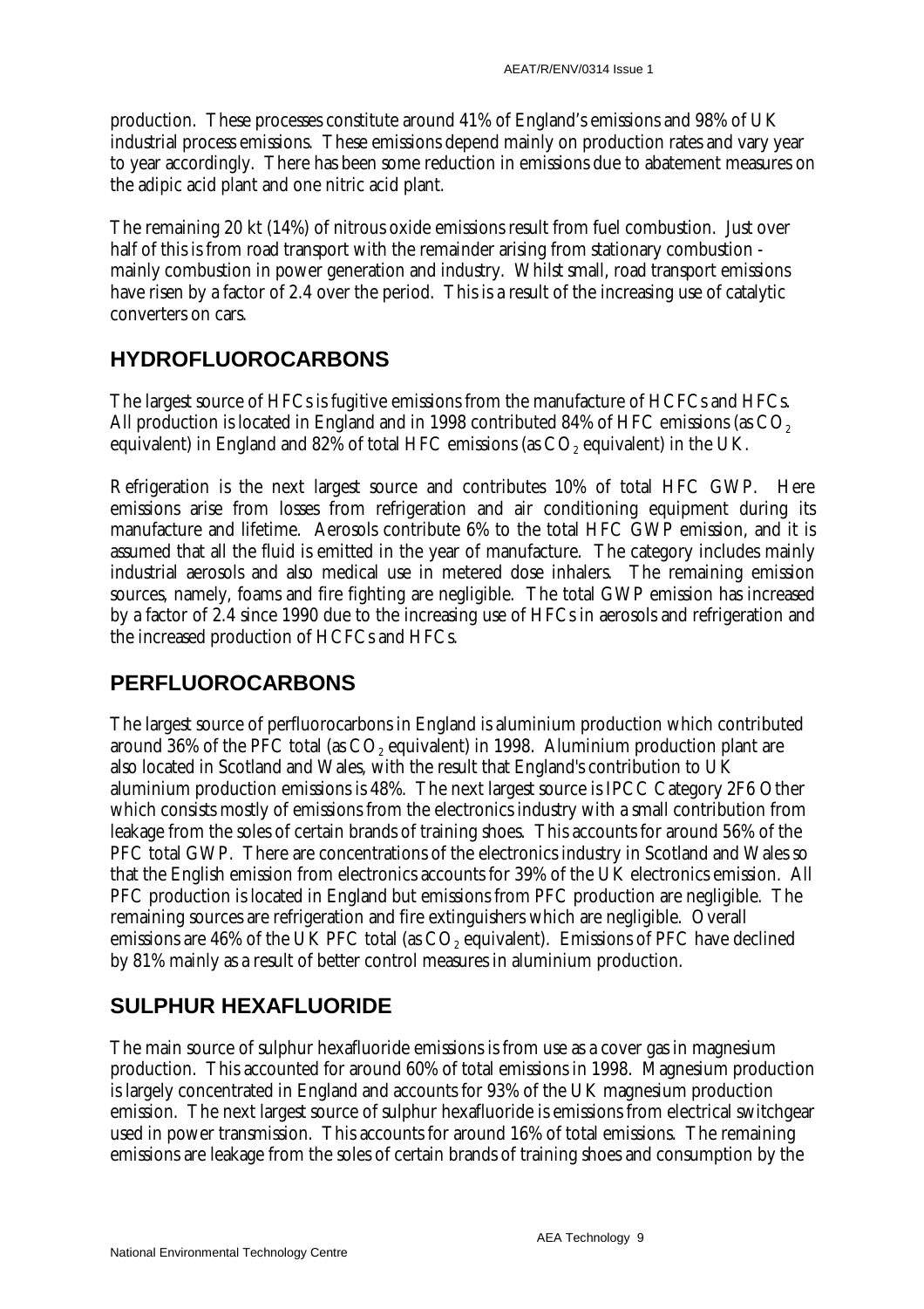production. These processes constitute around 41% of England's emissions and 98% of UK industrial process emissions. These emissions depend mainly on production rates and vary year to year accordingly. There has been some reduction in emissions due to abatement measures on the adipic acid plant and one nitric acid plant.

The remaining 20 kt (14%) of nitrous oxide emissions result from fuel combustion. Just over half of this is from road transport with the remainder arising from stationary combustion - mainly combustion in power generation and industry. Whilst small, road transport emissions have risen by a factor of 2.4 over the period. This is a result of the increasing use of catalytic converters on cars.

## HYDROFLUOROCARBONS

The largest source of HFCs is fugitive emissions from the manufacture of HCFCs and HFCs. All production is located in England and in 1998 contributed 84% of HFC emissions (as $CO_2$ equivalent) in England and 82% of total HFC emissions (as $CO_2$ equivalent) in the UK.

Refrigeration is the next largest source and contributes 10% of total HFC GWP. Here emissions arise from losses from refrigeration and air conditioning equipment during its manufacture and lifetime. Aerosols contribute 6% to the total HFC GWP emission, and it is assumed that all the fluid is emitted in the year of manufacture. The category includes mainly industrial aerosols and also medical use in metered dose inhalers. The remaining emission sources, namely, foams and fire fighting are negligible. The total GWP emission has increased by a factor of 2.4 since 1990 due to the increasing use of HFCs in aerosols and refrigeration and the increased production of HCFCs and HFCs.

## PERFLUOROCARBONS

The largest source of perfluorocarbons in England is aluminium production which contributed around 36% of the PFC total (as $CO_2$ equivalent) in 1998. Aluminium production plant are also located in Scotland and Wales, with the result that England's contribution to UK aluminium production emissions is 48%. The next largest source is IPCC Category 2F6 Other which consists mostly of emissions from the electronics industry with a small contribution from leakage from the soles of certain brands of training shoes. This accounts for around 56% of the PFC total GWP. There are concentrations of the electronics industry in Scotland and Wales so that the English emission from electronics accounts for 39% of the UK electronics emission. All PFC production is located in England but emissions from PFC production are negligible. The remaining sources are refrigeration and fire extinguishers which are negligible. Overall emissions are 46% of the UK PFC total (as $CO_2$ equivalent). Emissions of PFC have declined by 81% mainly as a result of better control measures in aluminium production.

## SULPHUR HEXAFLUORIDE

The main source of sulphur hexafluoride emissions is from use as a cover gas in magnesium production. This accounted for around 60% of total emissions in 1998. Magnesium production is largely concentrated in England and accounts for 93% of the UK magnesium production emission. The next largest source of sulphur hexafluoride is emissions from electrical switchgear used in power transmission. This accounts for around 16% of total emissions. The remaining emissions are leakage from the soles of certain brands of training shoes and consumption by the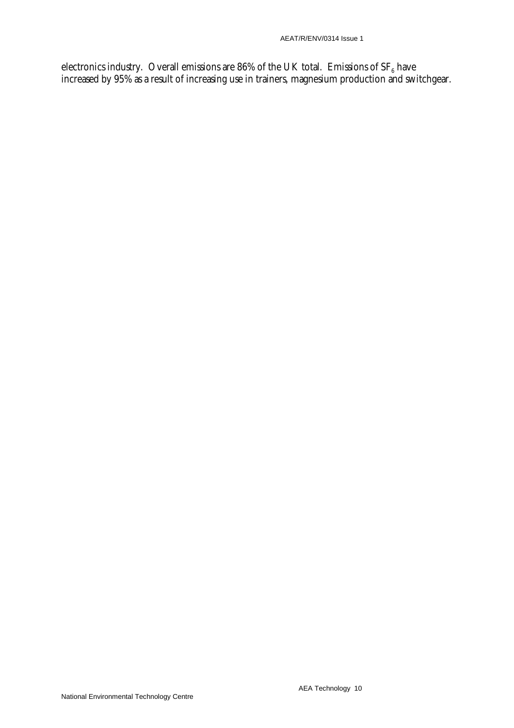electronics industry. Overall emissions are 86% of the UK total. Emissions of $SF_6$ have increased by 95% as a result of increasing use in trainers, magnesium production and switchgear.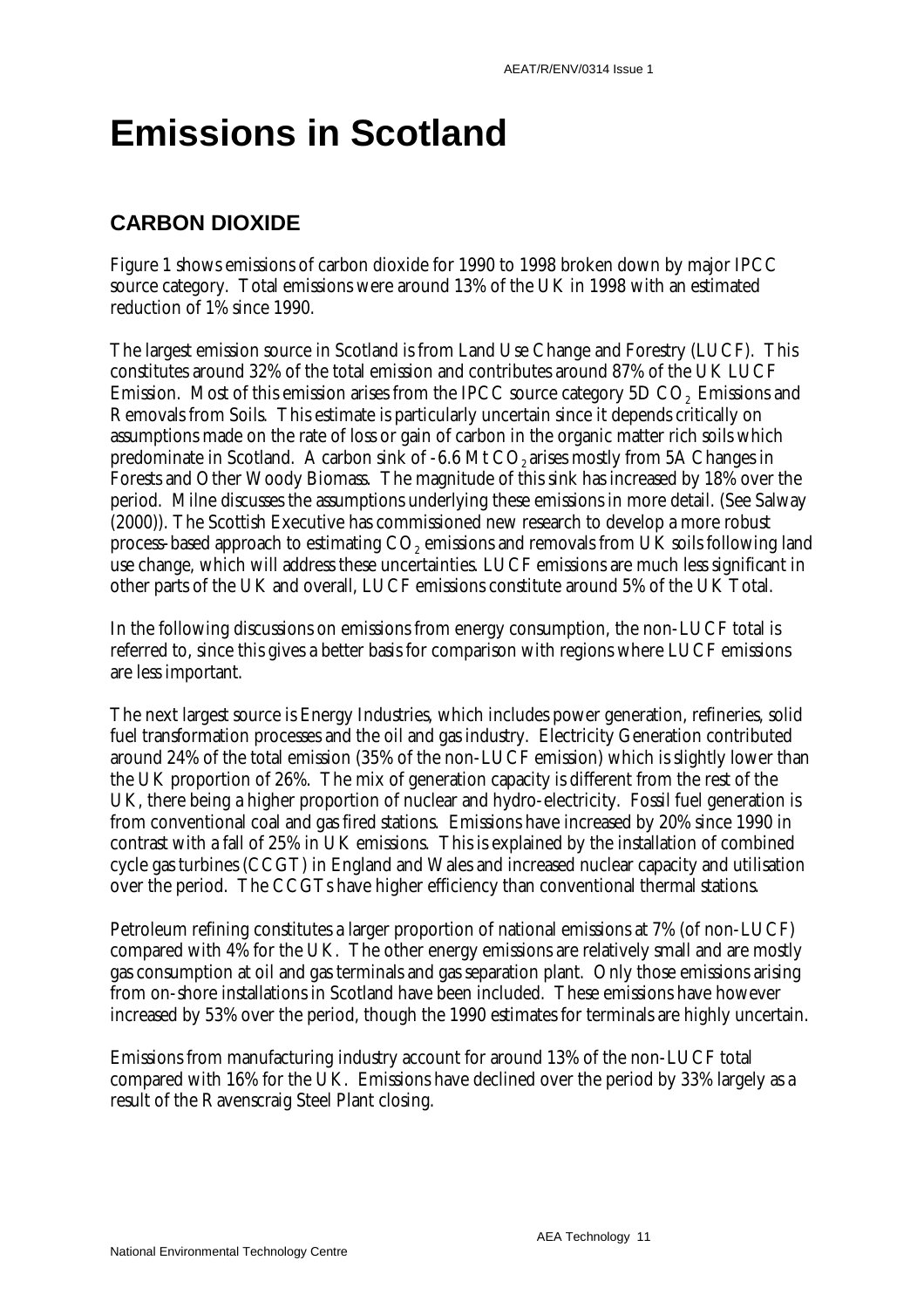# Emissions in Scotland

## CARBON DIOXIDE

Figure 1 shows emissions of carbon dioxide for 1990 to 1998 broken down by major IPCC source category. Total emissions were around 13% of the UK in 1998 with an estimated reduction of 1% since 1990.

The largest emission source in Scotland is from Land Use Change and Forestry (LUCF). This constitutes around 32% of the total emission and contributes around 87% of the UK LUCF Emission. Most of this emission arises from the IPCC source category 5D $CO_2$ Emissions and Removals from Soils. This estimate is particularly uncertain since it depends critically on assumptions made on the rate of loss or gain of carbon in the organic matter rich soils which predominate in Scotland. A carbon sink of -6.6 Mt $CO_2$ arises mostly from 5A Changes in Forests and Other Woody Biomass. The magnitude of this sink has increased by 18% over the period. Milne discusses the assumptions underlying these emissions in more detail. (See Salway (2000)). The Scottish Executive has commissioned new research to develop a more robust process-based approach to estimating $CO_2$ emissions and removals from UK soils following land use change, which will address these uncertainties. LUCF emissions are much less significant in other parts of the UK and overall, LUCF emissions constitute around 5% of the UK Total.

In the following discussions on emissions from energy consumption, the non-LUCF total is referred to, since this gives a better basis for comparison with regions where LUCF emissions are less important.

The next largest source is Energy Industries, which includes power generation, refineries, solid fuel transformation processes and the oil and gas industry. Electricity Generation contributed around 24% of the total emission (35% of the non-LUCF emission) which is slightly lower than the UK proportion of 26%. The mix of generation capacity is different from the rest of the UK, there being a higher proportion of nuclear and hydro-electricity. Fossil fuel generation is from conventional coal and gas fired stations. Emissions have increased by 20% since 1990 in contrast with a fall of 25% in UK emissions. This is explained by the installation of combined cycle gas turbines (CCGT) in England and Wales and increased nuclear capacity and utilisation over the period. The CCGTs have higher efficiency than conventional thermal stations.

Petroleum refining constitutes a larger proportion of national emissions at 7% (of non-LUCF) compared with 4% for the UK. The other energy emissions are relatively small and are mostly gas consumption at oil and gas terminals and gas separation plant. Only those emissions arising from on-shore installations in Scotland have been included. These emissions have however increased by 53% over the period, though the 1990 estimates for terminals are highly uncertain.

Emissions from manufacturing industry account for around 13% of the non-LUCF total compared with 16% for the UK. Emissions have declined over the period by 33% largely as a result of the Ravenscraig Steel Plant closing.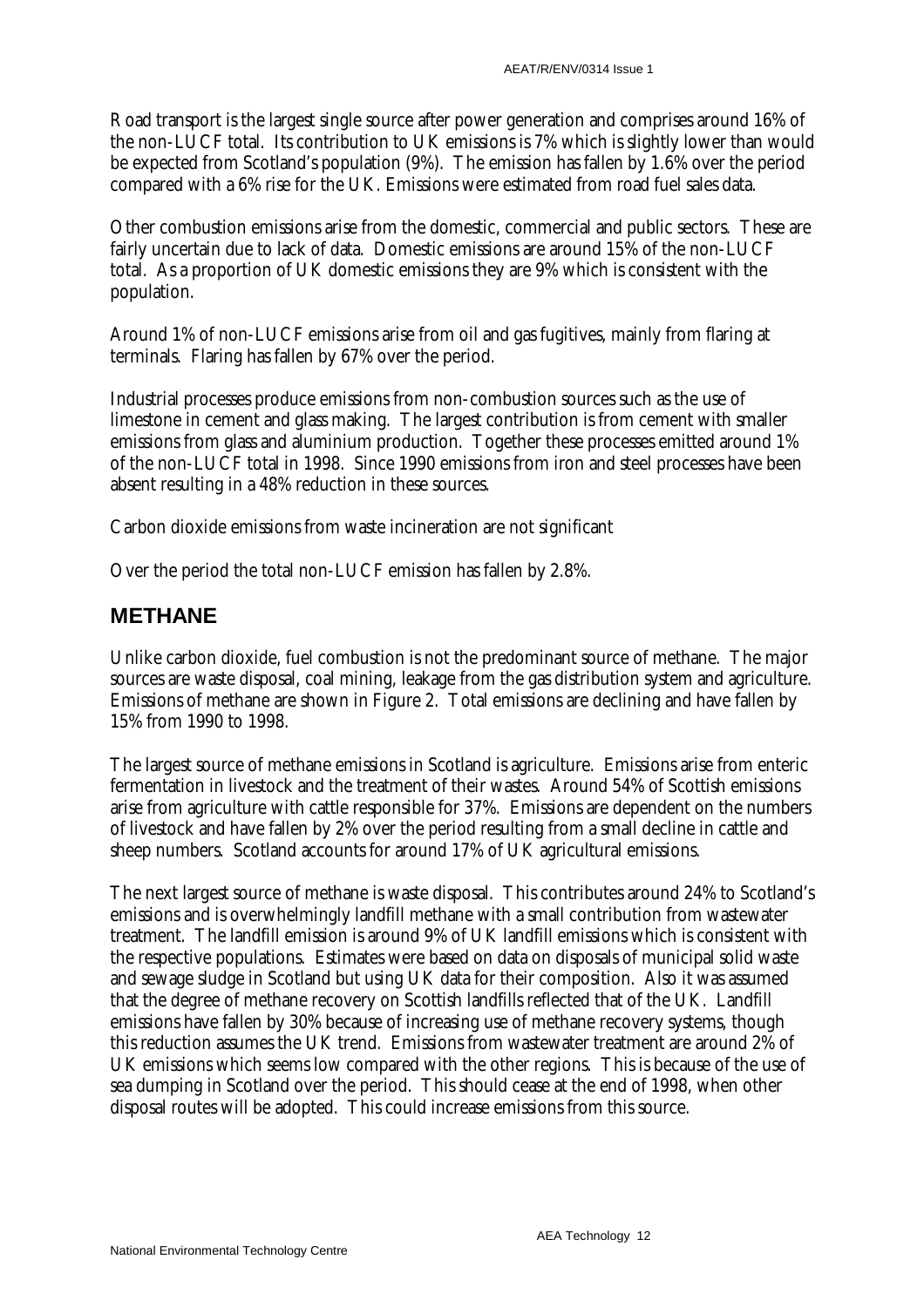Road transport is the largest single source after power generation and comprises around 16% of the non-LUCF total. Its contribution to UK emissions is 7% which is slightly lower than would be expected from Scotland's population (9%). The emission has fallen by 1.6% over the period compared with a 6% rise for the UK. Emissions were estimated from road fuel sales data.

Other combustion emissions arise from the domestic, commercial and public sectors. These are fairly uncertain due to lack of data. Domestic emissions are around 15% of the non-LUCF total. As a proportion of UK domestic emissions they are 9% which is consistent with the population.

Around 1% of non-LUCF emissions arise from oil and gas fugitives, mainly from flaring at terminals. Flaring has fallen by 67% over the period.

Industrial processes produce emissions from non-combustion sources such as the use of limestone in cement and glass making. The largest contribution is from cement with smaller emissions from glass and aluminium production. Together these processes emitted around 1% of the non-LUCF total in 1998. Since 1990 emissions from iron and steel processes have been absent resulting in a 48% reduction in these sources.

Carbon dioxide emissions from waste incineration are not significant

Over the period the total non-LUCF emission has fallen by 2.8%.

## METHANE

Unlike carbon dioxide, fuel combustion is not the predominant source of methane. The major sources are waste disposal, coal mining, leakage from the gas distribution system and agriculture. Emissions of methane are shown in Figure 2. Total emissions are declining and have fallen by 15% from 1990 to 1998.

The largest source of methane emissions in Scotland is agriculture. Emissions arise from enteric fermentation in livestock and the treatment of their wastes. Around 54% of Scottish emissions arise from agriculture with cattle responsible for 37%. Emissions are dependent on the numbers of livestock and have fallen by 2% over the period resulting from a small decline in cattle and sheep numbers. Scotland accounts for around 17% of UK agricultural emissions.

The next largest source of methane is waste disposal. This contributes around 24% to Scotland's emissions and is overwhelmingly landfill methane with a small contribution from wastewater treatment. The landfill emission is around 9% of UK landfill emissions which is consistent with the respective populations. Estimates were based on data on disposals of municipal solid waste and sewage sludge in Scotland but using UK data for their composition. Also it was assumed that the degree of methane recovery on Scottish landfills reflected that of the UK. Landfill emissions have fallen by 30% because of increasing use of methane recovery systems, though this reduction assumes the UK trend. Emissions from wastewater treatment are around 2% of UK emissions which seems low compared with the other regions. This is because of the use of sea dumping in Scotland over the period. This should cease at the end of 1998, when other disposal routes will be adopted. This could increase emissions from this source.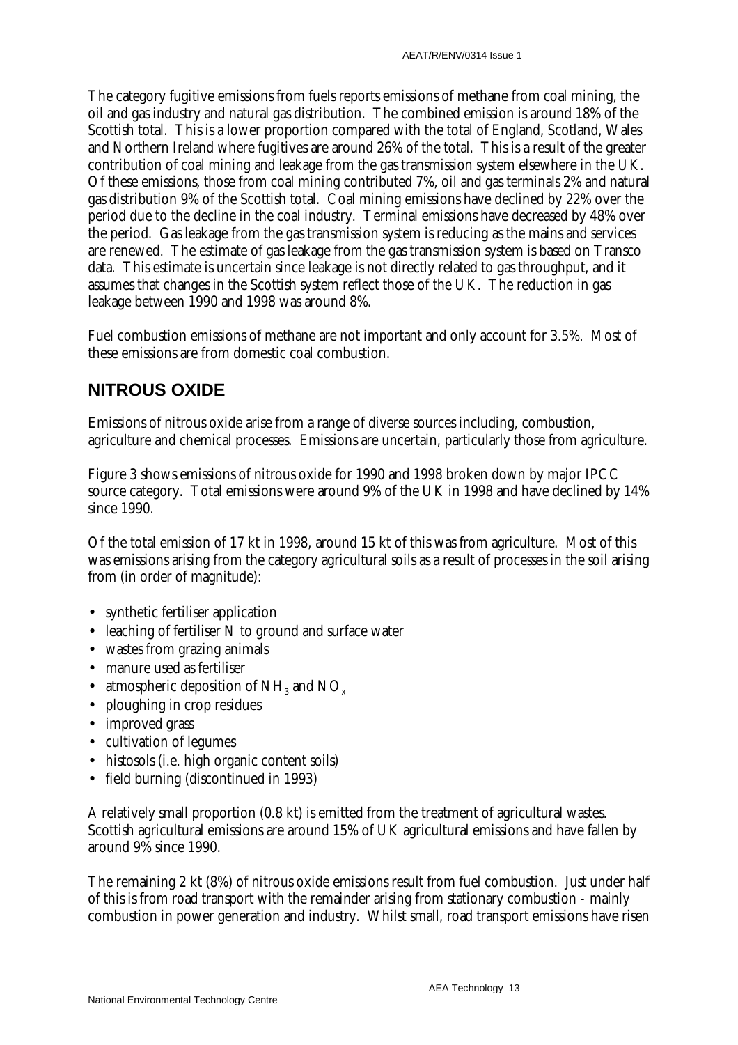The category fugitive emissions from fuels reports emissions of methane from coal mining, the oil and gas industry and natural gas distribution. The combined emission is around 18% of the Scottish total. This is a lower proportion compared with the total of England, Scotland, Wales and Northern Ireland where fugitives are around 26% of the total. This is a result of the greater contribution of coal mining and leakage from the gas transmission system elsewhere in the UK. Of these emissions, those from coal mining contributed 7%, oil and gas terminals 2% and natural gas distribution 9% of the Scottish total. Coal mining emissions have declined by 22% over the period due to the decline in the coal industry. Terminal emissions have decreased by 48% over the period. Gas leakage from the gas transmission system is reducing as the mains and services are renewed. The estimate of gas leakage from the gas transmission system is based on Transco data. This estimate is uncertain since leakage is not directly related to gas throughput, and it assumes that changes in the Scottish system reflect those of the UK. The reduction in gas leakage between 1990 and 1998 was around 8%.

Fuel combustion emissions of methane are not important and only account for 3.5%. Most of these emissions are from domestic coal combustion.

## NITROUS OXIDE

Emissions of nitrous oxide arise from a range of diverse sources including, combustion, agriculture and chemical processes. Emissions are uncertain, particularly those from agriculture.

Figure 3 shows emissions of nitrous oxide for 1990 and 1998 broken down by major IPCC source category. Total emissions were around 9% of the UK in 1998 and have declined by 14% since 1990.

Of the total emission of 17 kt in 1998, around 15 kt of this was from agriculture. Most of this was emissions arising from the category agricultural soils as a result of processes in the soil arising from (in order of magnitude):

- synthetic fertiliser application
- leaching of fertiliser N to ground and surface water
- wastes from grazing animals
- manure used as fertiliser
- atmospheric deposition of $NH_3$ and $NO_x$
- ploughing in crop residues
- improved grass
- cultivation of legumes
- histosols (i.e. high organic content soils)
- field burning (discontinued in 1993)

A relatively small proportion (0.8 kt) is emitted from the treatment of agricultural wastes. Scottish agricultural emissions are around 15% of UK agricultural emissions and have fallen by around 9% since 1990.

The remaining 2 kt (8%) of nitrous oxide emissions result from fuel combustion. Just under half of this is from road transport with the remainder arising from stationary combustion - mainly combustion in power generation and industry. Whilst small, road transport emissions have risen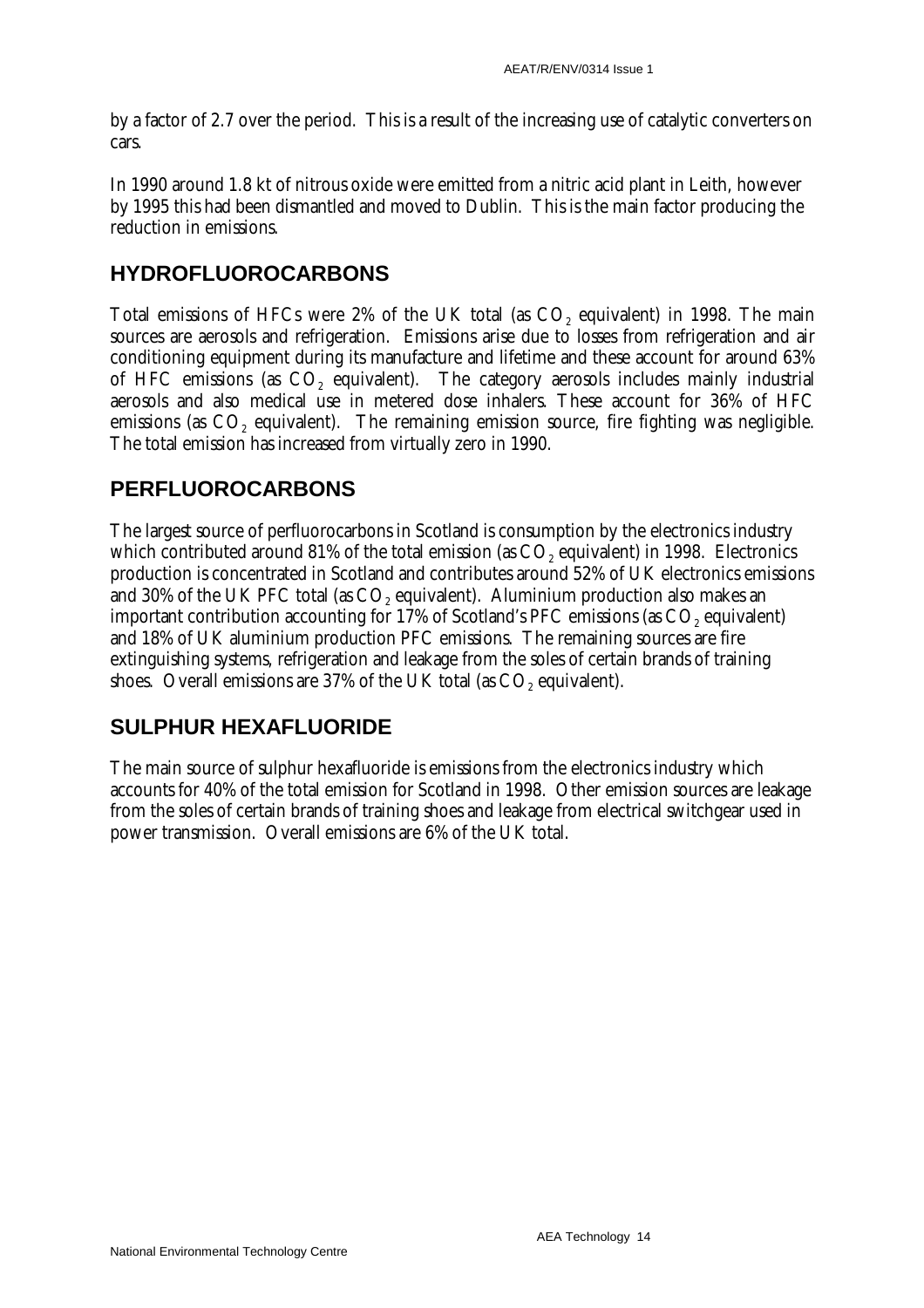by a factor of 2.7 over the period. This is a result of the increasing use of catalytic converters on cars.

In 1990 around 1.8 kt of nitrous oxide were emitted from a nitric acid plant in Leith, however by 1995 this had been dismantled and moved to Dublin. This is the main factor producing the reduction in emissions.

## HYDROFLUOROCARBONS

Total emissions of HFCs were 2% of the UK total (as $CO_2$ equivalent) in 1998. The main sources are aerosols and refrigeration. Emissions arise due to losses from refrigeration and air conditioning equipment during its manufacture and lifetime and these account for around 63% of HFC emissions (as $CO_2$ equivalent). The category aerosols includes mainly industrial aerosols and also medical use in metered dose inhalers. These account for 36% of HFC emissions (as $CO_2$ equivalent). The remaining emission source, fire fighting was negligible. The total emission has increased from virtually zero in 1990.

## PERFLUOROCARBONS

The largest source of perfluorocarbons in Scotland is consumption by the electronics industry which contributed around 81% of the total emission (as $CO_2$ equivalent) in 1998. Electronics production is concentrated in Scotland and contributes around 52% of UK electronics emissions and 30% of the UK PFC total (as $CO_2$ equivalent). Aluminium production also makes an important contribution accounting for 17% of Scotland's PFC emissions (as $CO_2$ equivalent) and 18% of UK aluminium production PFC emissions. The remaining sources are fire extinguishing systems, refrigeration and leakage from the soles of certain brands of training shoes. Overall emissions are 37% of the UK total (as $CO_2$ equivalent).

## SULPHUR HEXAFLUORIDE

The main source of sulphur hexafluoride is emissions from the electronics industry which accounts for 40% of the total emission for Scotland in 1998. Other emission sources are leakage from the soles of certain brands of training shoes and leakage from electrical switchgear used in power transmission. Overall emissions are 6% of the UK total.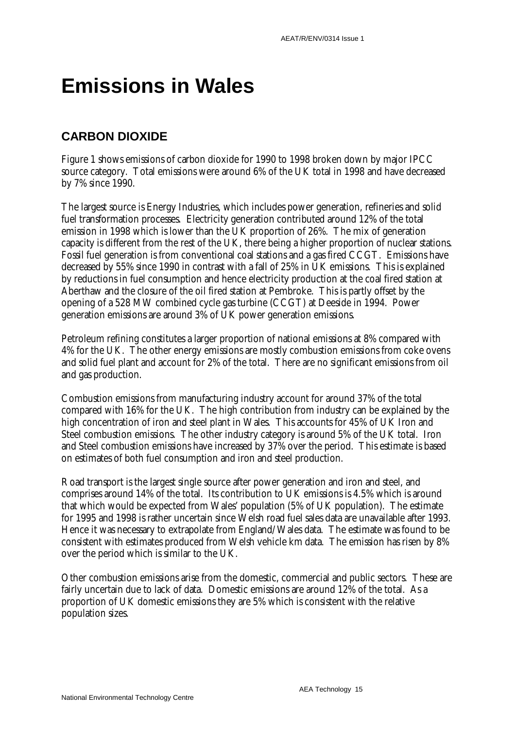# Emissions in Wales

## CARBON DIOXIDE

Figure 1 shows emissions of carbon dioxide for 1990 to 1998 broken down by major IPCC source category. Total emissions were around 6% of the UK total in 1998 and have decreased by 7% since 1990.

The largest source is Energy Industries, which includes power generation, refineries and solid fuel transformation processes. Electricity generation contributed around 12% of the total emission in 1998 which is lower than the UK proportion of 26%. The mix of generation capacity is different from the rest of the UK, there being a higher proportion of nuclear stations. Fossil fuel generation is from conventional coal stations and a gas fired CCGT. Emissions have decreased by 55% since 1990 in contrast with a fall of 25% in UK emissions. This is explained by reductions in fuel consumption and hence electricity production at the coal fired station at Aberthaw and the closure of the oil fired station at Pembroke. This is partly offset by the opening of a 528 MW combined cycle gas turbine (CCGT) at Deeside in 1994. Power generation emissions are around 3% of UK power generation emissions.

Petroleum refining constitutes a larger proportion of national emissions at 8% compared with 4% for the UK. The other energy emissions are mostly combustion emissions from coke ovens and solid fuel plant and account for 2% of the total. There are no significant emissions from oil and gas production.

Combustion emissions from manufacturing industry account for around 37% of the total compared with 16% for the UK. The high contribution from industry can be explained by the high concentration of iron and steel plant in Wales. This accounts for 45% of UK Iron and Steel combustion emissions. The other industry category is around 5% of the UK total. Iron and Steel combustion emissions have increased by 37% over the period. This estimate is based on estimates of both fuel consumption and iron and steel production.

Road transport is the largest single source after power generation and iron and steel, and comprises around 14% of the total. Its contribution to UK emissions is 4.5% which is around that which would be expected from Wales' population (5% of UK population). The estimate for 1995 and 1998 is rather uncertain since Welsh road fuel sales data are unavailable after 1993. Hence it was necessary to extrapolate from England/Wales data. The estimate was found to be consistent with estimates produced from Welsh vehicle km data. The emission has risen by 8% over the period which is similar to the UK.

Other combustion emissions arise from the domestic, commercial and public sectors. These are fairly uncertain due to lack of data. Domestic emissions are around 12% of the total. As a proportion of UK domestic emissions they are 5% which is consistent with the relative population sizes.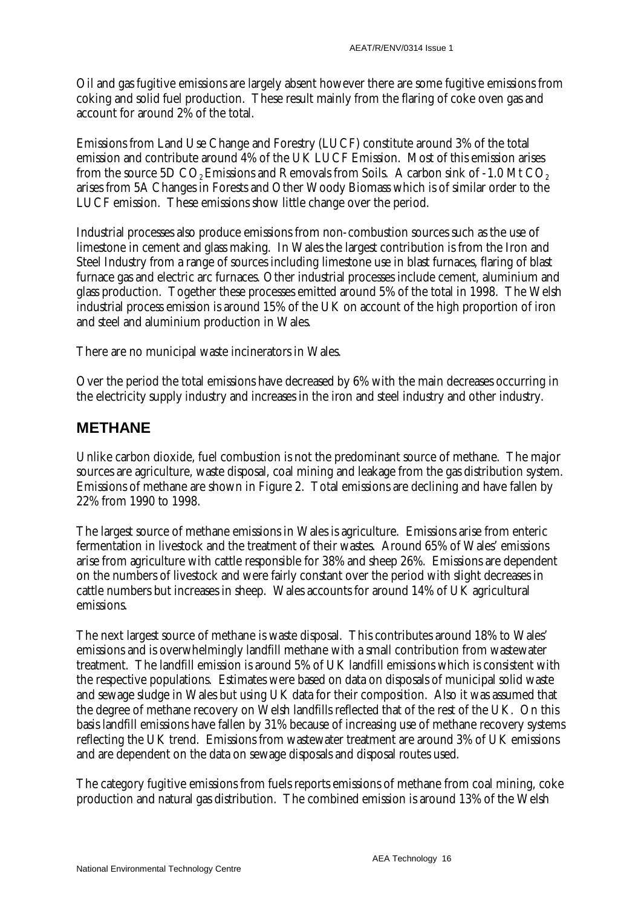Oil and gas fugitive emissions are largely absent however there are some fugitive emissions from coking and solid fuel production. These result mainly from the flaring of coke oven gas and account for around 2% of the total.

Emissions from Land Use Change and Forestry (LUCF) constitute around 3% of the total emission and contribute around 4% of the UK LUCF Emission. Most of this emission arises from the source 5D $CO_2$ Emissions and Removals from Soils. A carbon sink of -1.0 Mt $CO_2$ arises from 5A Changes in Forests and Other Woody Biomass which is of similar order to the LUCF emission. These emissions show little change over the period.

Industrial processes also produce emissions from non-combustion sources such as the use of limestone in cement and glass making. In Wales the largest contribution is from the Iron and Steel Industry from a range of sources including limestone use in blast furnaces, flaring of blast furnace gas and electric arc furnaces. Other industrial processes include cement, aluminium and glass production. Together these processes emitted around 5% of the total in 1998. The Welsh industrial process emission is around 15% of the UK on account of the high proportion of iron and steel and aluminium production in Wales.

There are no municipal waste incinerators in Wales.

Over the period the total emissions have decreased by 6% with the main decreases occurring in the electricity supply industry and increases in the iron and steel industry and other industry.

## METHANE

Unlike carbon dioxide, fuel combustion is not the predominant source of methane. The major sources are agriculture, waste disposal, coal mining and leakage from the gas distribution system. Emissions of methane are shown in Figure 2. Total emissions are declining and have fallen by 22% from 1990 to 1998.

The largest source of methane emissions in Wales is agriculture. Emissions arise from enteric fermentation in livestock and the treatment of their wastes. Around 65% of Wales' emissions arise from agriculture with cattle responsible for 38% and sheep 26%. Emissions are dependent on the numbers of livestock and were fairly constant over the period with slight decreases in cattle numbers but increases in sheep. Wales accounts for around 14% of UK agricultural emissions.

The next largest source of methane is waste disposal. This contributes around 18% to Wales' emissions and is overwhelmingly landfill methane with a small contribution from wastewater treatment. The landfill emission is around 5% of UK landfill emissions which is consistent with the respective populations. Estimates were based on data on disposals of municipal solid waste and sewage sludge in Wales but using UK data for their composition. Also it was assumed that the degree of methane recovery on Welsh landfills reflected that of the rest of the UK. On this basis landfill emissions have fallen by 31% because of increasing use of methane recovery systems reflecting the UK trend. Emissions from wastewater treatment are around 3% of UK emissions and are dependent on the data on sewage disposals and disposal routes used.

The category fugitive emissions from fuels reports emissions of methane from coal mining, coke production and natural gas distribution. The combined emission is around 13% of the Welsh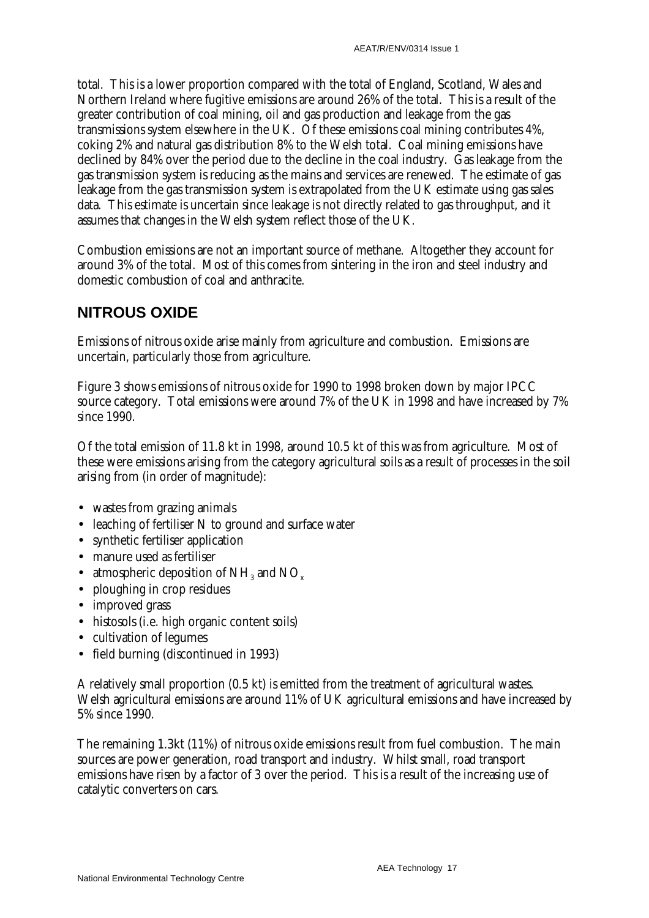total. This is a lower proportion compared with the total of England, Scotland, Wales and Northern Ireland where fugitive emissions are around 26% of the total. This is a result of the greater contribution of coal mining, oil and gas production and leakage from the gas transmissions system elsewhere in the UK. Of these emissions coal mining contributes 4%, coking 2% and natural gas distribution 8% to the Welsh total. Coal mining emissions have declined by 84% over the period due to the decline in the coal industry. Gas leakage from the gas transmission system is reducing as the mains and services are renewed. The estimate of gas leakage from the gas transmission system is extrapolated from the UK estimate using gas sales data. This estimate is uncertain since leakage is not directly related to gas throughput, and it assumes that changes in the Welsh system reflect those of the UK.

Combustion emissions are not an important source of methane. Altogether they account for around 3% of the total. Most of this comes from sintering in the iron and steel industry and domestic combustion of coal and anthracite.

## NITROUS OXIDE

Emissions of nitrous oxide arise mainly from agriculture and combustion. Emissions are uncertain, particularly those from agriculture.

Figure 3 shows emissions of nitrous oxide for 1990 to 1998 broken down by major IPCC source category. Total emissions were around 7% of the UK in 1998 and have increased by 7% since 1990.

Of the total emission of 11.8 kt in 1998, around 10.5 kt of this was from agriculture. Most of these were emissions arising from the category agricultural soils as a result of processes in the soil arising from (in order of magnitude):

- wastes from grazing animals
- leaching of fertiliser N to ground and surface water
- synthetic fertiliser application
- manure used as fertiliser
- atmospheric deposition of $NH_3$ and $NO_x$
- ploughing in crop residues
- improved grass
- histosols (i.e. high organic content soils)
- cultivation of legumes
- field burning (discontinued in 1993)

A relatively small proportion (0.5 kt) is emitted from the treatment of agricultural wastes. Welsh agricultural emissions are around 11% of UK agricultural emissions and have increased by 5% since 1990.

The remaining 1.3kt (11%) of nitrous oxide emissions result from fuel combustion. The main sources are power generation, road transport and industry. Whilst small, road transport emissions have risen by a factor of 3 over the period. This is a result of the increasing use of catalytic converters on cars.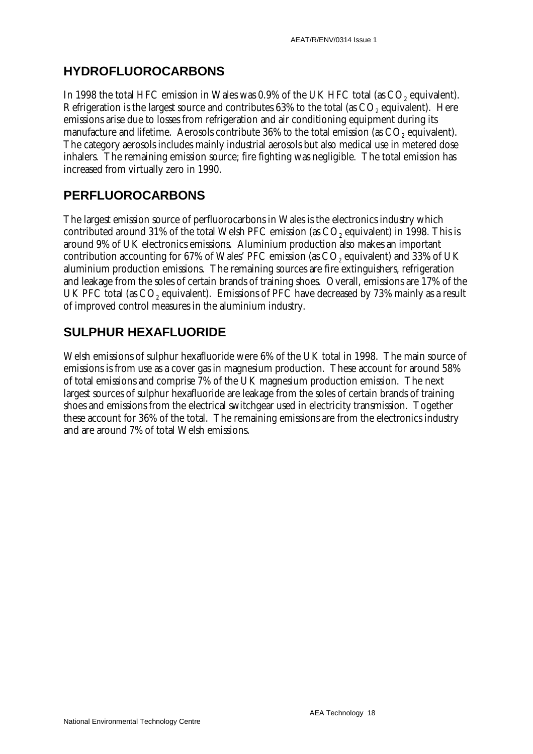## HYDROFLUOROCARBONS

In 1998 the total HFC emission in Wales was 0.9% of the UK HFC total (as $CO_2$ equivalent). Refrigeration is the largest source and contributes 63% to the total (as $CO_2$ equivalent). Here emissions arise due to losses from refrigeration and air conditioning equipment during its manufacture and lifetime. Aerosols contribute 36% to the total emission (as $CO_2$ equivalent). The category aerosols includes mainly industrial aerosols but also medical use in metered dose inhalers. The remaining emission source; fire fighting was negligible. The total emission has increased from virtually zero in 1990.

## PERFLUOROCARBONS

The largest emission source of perfluorocarbons in Wales is the electronics industry which contributed around 31% of the total Welsh PFC emission (as $CO_2$ equivalent) in 1998. This is around 9% of UK electronics emissions. Aluminium production also makes an important contribution accounting for 67% of Wales' PFC emission (as $CO_2$ equivalent) and 33% of UK aluminium production emissions. The remaining sources are fire extinguishers, refrigeration and leakage from the soles of certain brands of training shoes. Overall, emissions are 17% of the UK PFC total (as $CO_2$ equivalent). Emissions of PFC have decreased by 73% mainly as a result of improved control measures in the aluminium industry.

## SULPHUR HEXAFLUORIDE

Welsh emissions of sulphur hexafluoride were 6% of the UK total in 1998. The main source of emissions is from use as a cover gas in magnesium production. These account for around 58% of total emissions and comprise 7% of the UK magnesium production emission. The next largest sources of sulphur hexafluoride are leakage from the soles of certain brands of training shoes and emissions from the electrical switchgear used in electricity transmission. Together these account for 36% of the total. The remaining emissions are from the electronics industry and are around 7% of total Welsh emissions.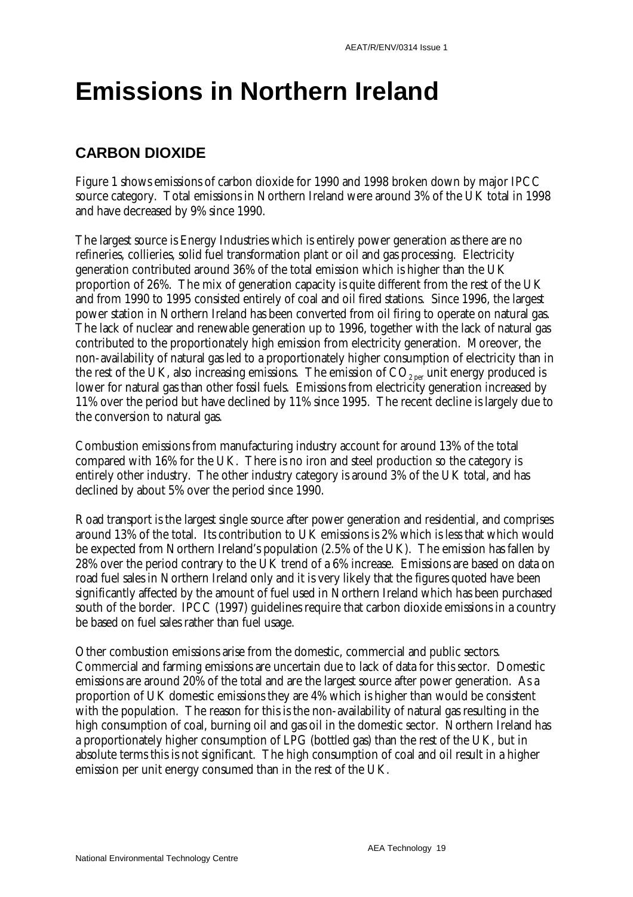# Emissions in Northern Ireland

## CARBON DIOXIDE

Figure 1 shows emissions of carbon dioxide for 1990 and 1998 broken down by major IPCC source category. Total emissions in Northern Ireland were around 3% of the UK total in 1998 and have decreased by 9% since 1990.

The largest source is Energy Industries which is entirely power generation as there are no refineries, collieries, solid fuel transformation plant or oil and gas processing. Electricity generation contributed around 36% of the total emission which is higher than the UK proportion of 26%. The mix of generation capacity is quite different from the rest of the UK and from 1990 to 1995 consisted entirely of coal and oil fired stations. Since 1996, the largest power station in Northern Ireland has been converted from oil firing to operate on natural gas. The lack of nuclear and renewable generation up to 1996, together with the lack of natural gas contributed to the proportionately high emission from electricity generation. Moreover, the non-availability of natural gas led to a proportionately higher consumption of electricity than in the rest of the UK, also increasing emissions. The emission of $CO_2$ per unit energy produced is lower for natural gas than other fossil fuels. Emissions from electricity generation increased by 11% over the period but have declined by 11% since 1995. The recent decline is largely due to the conversion to natural gas.

Combustion emissions from manufacturing industry account for around 13% of the total compared with 16% for the UK. There is no iron and steel production so the category is entirely other industry. The other industry category is around 3% of the UK total, and has declined by about 5% over the period since 1990.

Road transport is the largest single source after power generation and residential, and comprises around 13% of the total. Its contribution to UK emissions is 2% which is less that which would be expected from Northern Ireland's population (2.5% of the UK). The emission has fallen by 28% over the period contrary to the UK trend of a 6% increase. Emissions are based on data on road fuel sales in Northern Ireland only and it is very likely that the figures quoted have been significantly affected by the amount of fuel used in Northern Ireland which has been purchased south of the border. IPCC (1997) guidelines require that carbon dioxide emissions in a country be based on fuel sales rather than fuel usage.

Other combustion emissions arise from the domestic, commercial and public sectors. Commercial and farming emissions are uncertain due to lack of data for this sector. Domestic emissions are around 20% of the total and are the largest source after power generation. As a proportion of UK domestic emissions they are 4% which is higher than would be consistent with the population. The reason for this is the non-availability of natural gas resulting in the high consumption of coal, burning oil and gas oil in the domestic sector. Northern Ireland has a proportionately higher consumption of LPG (bottled gas) than the rest of the UK, but in absolute terms this is not significant. The high consumption of coal and oil result in a higher emission per unit energy consumed than in the rest of the UK.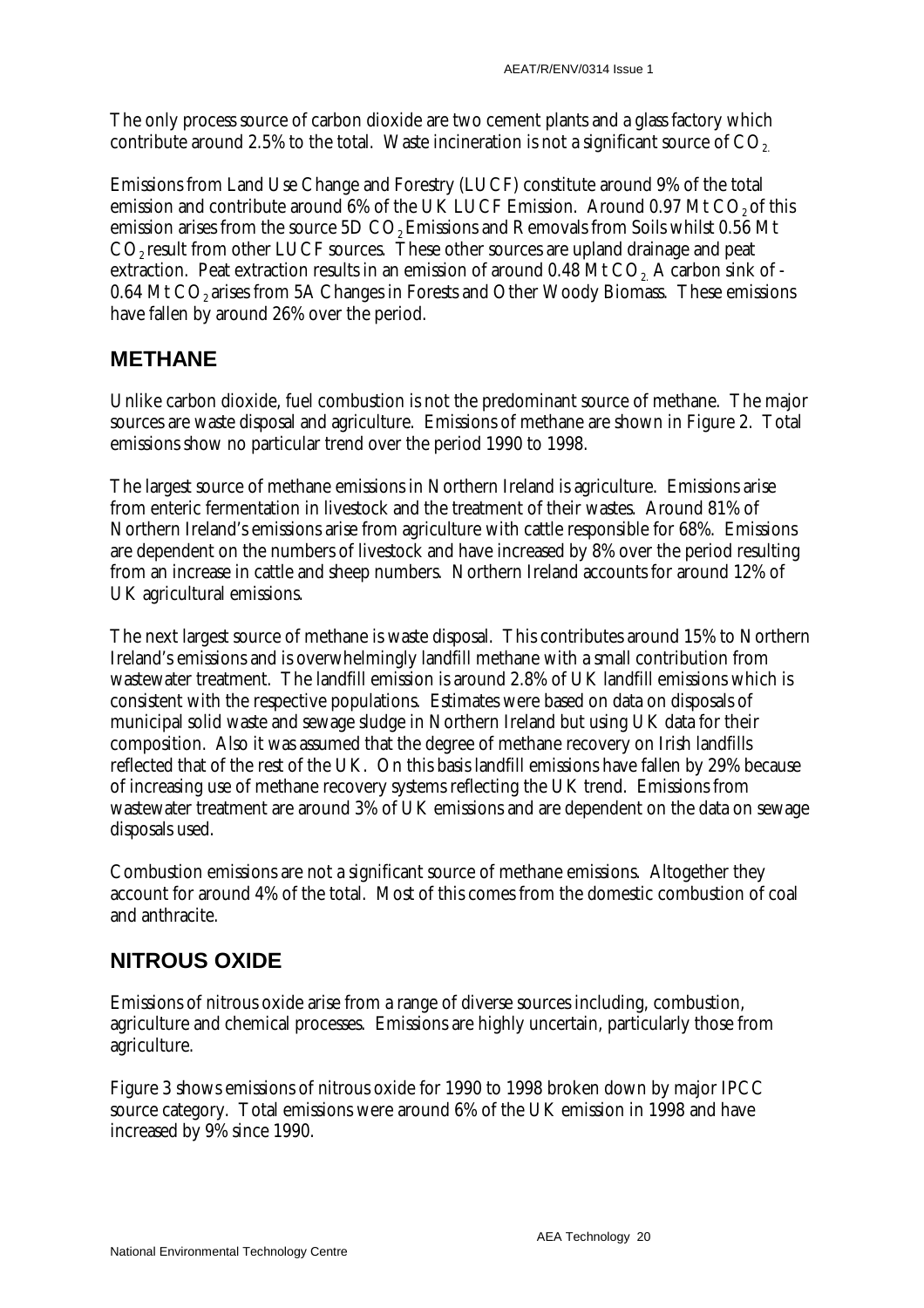The only process source of carbon dioxide are two cement plants and a glass factory which contribute around 2.5% to the total. Waste incineration is not a significant source of $CO_2$.

Emissions from Land Use Change and Forestry (LUCF) constitute around 9% of the total emission and contribute around 6% of the UK LUCF Emission. Around 0.97 Mt $CO_2$ of this emission arises from the source 5D $CO_2$ Emissions and Removals from Soils whilst 0.56 Mt $CO_2$ result from other LUCF sources. These other sources are upland drainage and peat extraction. Peat extraction results in an emission of around 0.48 Mt $CO_2$. A carbon sink of -0.64 Mt $CO_2$ arises from 5A Changes in Forests and Other Woody Biomass. These emissions have fallen by around 26% over the period.

## METHANE

Unlike carbon dioxide, fuel combustion is not the predominant source of methane. The major sources are waste disposal and agriculture. Emissions of methane are shown in Figure 2. Total emissions show no particular trend over the period 1990 to 1998.

The largest source of methane emissions in Northern Ireland is agriculture. Emissions arise from enteric fermentation in livestock and the treatment of their wastes. Around 81% of Northern Ireland's emissions arise from agriculture with cattle responsible for 68%. Emissions are dependent on the numbers of livestock and have increased by 8% over the period resulting from an increase in cattle and sheep numbers. Northern Ireland accounts for around 12% of UK agricultural emissions.

The next largest source of methane is waste disposal. This contributes around 15% to Northern Ireland's emissions and is overwhelmingly landfill methane with a small contribution from wastewater treatment. The landfill emission is around 2.8% of UK landfill emissions which is consistent with the respective populations. Estimates were based on data on disposals of municipal solid waste and sewage sludge in Northern Ireland but using UK data for their composition. Also it was assumed that the degree of methane recovery on Irish landfills reflected that of the rest of the UK. On this basis landfill emissions have fallen by 29% because of increasing use of methane recovery systems reflecting the UK trend. Emissions from wastewater treatment are around 3% of UK emissions and are dependent on the data on sewage disposals used.

Combustion emissions are not a significant source of methane emissions. Altogether they account for around 4% of the total. Most of this comes from the domestic combustion of coal and anthracite.

## NITROUS OXIDE

Emissions of nitrous oxide arise from a range of diverse sources including, combustion, agriculture and chemical processes. Emissions are highly uncertain, particularly those from agriculture.

Figure 3 shows emissions of nitrous oxide for 1990 to 1998 broken down by major IPCC source category. Total emissions were around 6% of the UK emission in 1998 and have increased by 9% since 1990.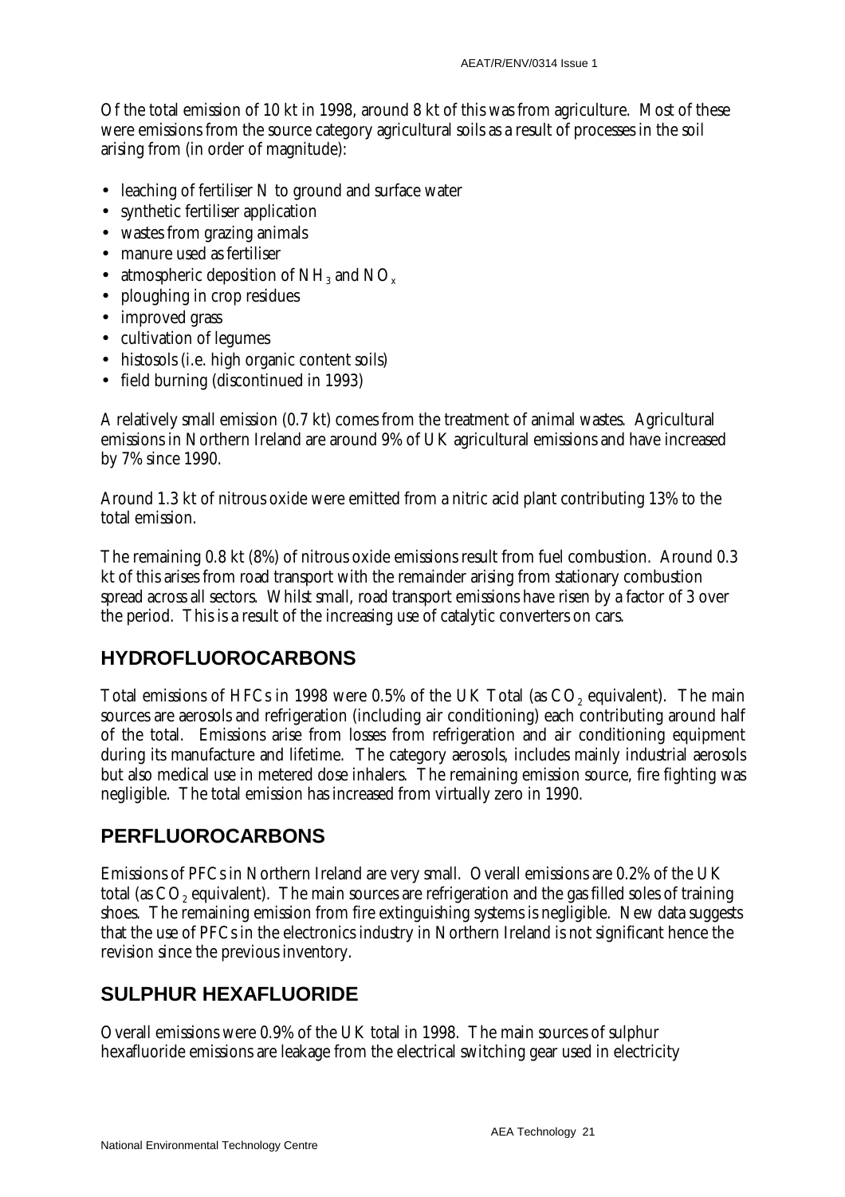Of the total emission of 10 kt in 1998, around 8 kt of this was from agriculture. Most of these were emissions from the source category agricultural soils as a result of processes in the soil arising from (in order of magnitude):

- leaching of fertiliser N to ground and surface water
- synthetic fertiliser application
- wastes from grazing animals
- manure used as fertiliser
- atmospheric deposition of $NH_3$ and $NO_x$
- ploughing in crop residues
- improved grass
- cultivation of legumes
- histosols (i.e. high organic content soils)
- field burning (discontinued in 1993)

A relatively small emission (0.7 kt) comes from the treatment of animal wastes. Agricultural emissions in Northern Ireland are around 9% of UK agricultural emissions and have increased by 7% since 1990.

Around 1.3 kt of nitrous oxide were emitted from a nitric acid plant contributing 13% to the total emission.

The remaining 0.8 kt (8%) of nitrous oxide emissions result from fuel combustion. Around 0.3 kt of this arises from road transport with the remainder arising from stationary combustion spread across all sectors. Whilst small, road transport emissions have risen by a factor of 3 over the period. This is a result of the increasing use of catalytic converters on cars.

## HYDROFLUOROCARBONS

Total emissions of HFCs in 1998 were 0.5% of the UK Total (as $CO_2$ equivalent). The main sources are aerosols and refrigeration (including air conditioning) each contributing around half of the total. Emissions arise from losses from refrigeration and air conditioning equipment during its manufacture and lifetime. The category aerosols, includes mainly industrial aerosols but also medical use in metered dose inhalers. The remaining emission source, fire fighting was negligible. The total emission has increased from virtually zero in 1990.

## PERFLUOROCARBONS

Emissions of PFCs in Northern Ireland are very small. Overall emissions are 0.2% of the UK total (as $CO_2$ equivalent). The main sources are refrigeration and the gas filled soles of training shoes. The remaining emission from fire extinguishing systems is negligible. New data suggests that the use of PFCs in the electronics industry in Northern Ireland is not significant hence the revision since the previous inventory.

## SULPHUR HEXAFLUORIDE

Overall emissions were 0.9% of the UK total in 1998. The main sources of sulphur hexafluoride emissions are leakage from the electrical switching gear used in electricity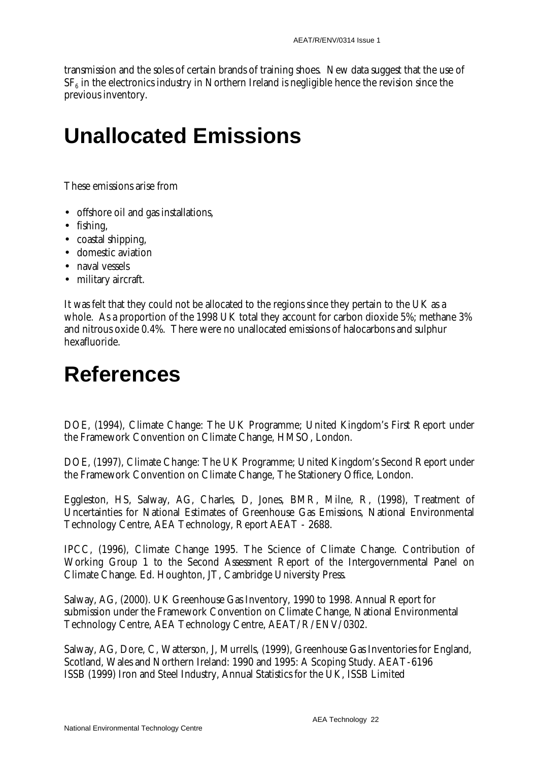transmission and the soles of certain brands of training shoes. New data suggest that the use of $SF_6$ in the electronics industry in Northern Ireland is negligible hence the revision since the previous inventory.

# Unallocated Emissions

These emissions arise from

- offshore oil and gas installations,
- fishing,
- coastal shipping,
- domestic aviation
- naval vessels
- military aircraft.

It was felt that they could not be allocated to the regions since they pertain to the UK as a whole. As a proportion of the 1998 UK total they account for carbon dioxide 5%; methane 3% and nitrous oxide 0.4%. There were no unallocated emissions of halocarbons and sulphur hexafluoride.

# References

DOE, (1994), Climate Change: The UK Programme; United Kingdom's First Report under the Framework Convention on Climate Change, HMSO, London.

DOE, (1997), Climate Change: The UK Programme; United Kingdom's Second Report under the Framework Convention on Climate Change, The Stationery Office, London.

Eggleston, HS, Salway, AG, Charles, D, Jones, BMR, Milne, R, (1998), Treatment of Uncertainties for National Estimates of Greenhouse Gas Emissions, National Environmental Technology Centre, AEA Technology, Report AEAT - 2688.

IPCC, (1996), Climate Change 1995. The Science of Climate Change. Contribution of Working Group 1 to the Second Assessment Report of the Intergovernmental Panel on Climate Change. Ed. Houghton, JT, Cambridge University Press.

Salway, AG, (2000). UK Greenhouse Gas Inventory, 1990 to 1998. Annual Report for submission under the Framework Convention on Climate Change, National Environmental Technology Centre, AEA Technology Centre, AEAT/R/ENV/0302.

Salway, AG, Dore, C, Watterson, J, Murrells, (1999), Greenhouse Gas Inventories for England, Scotland, Wales and Northern Ireland: 1990 and 1995: A Scoping Study. AEAT-6196
ISSB (1999) Iron and Steel Industry, Annual Statistics for the UK, ISSB Limited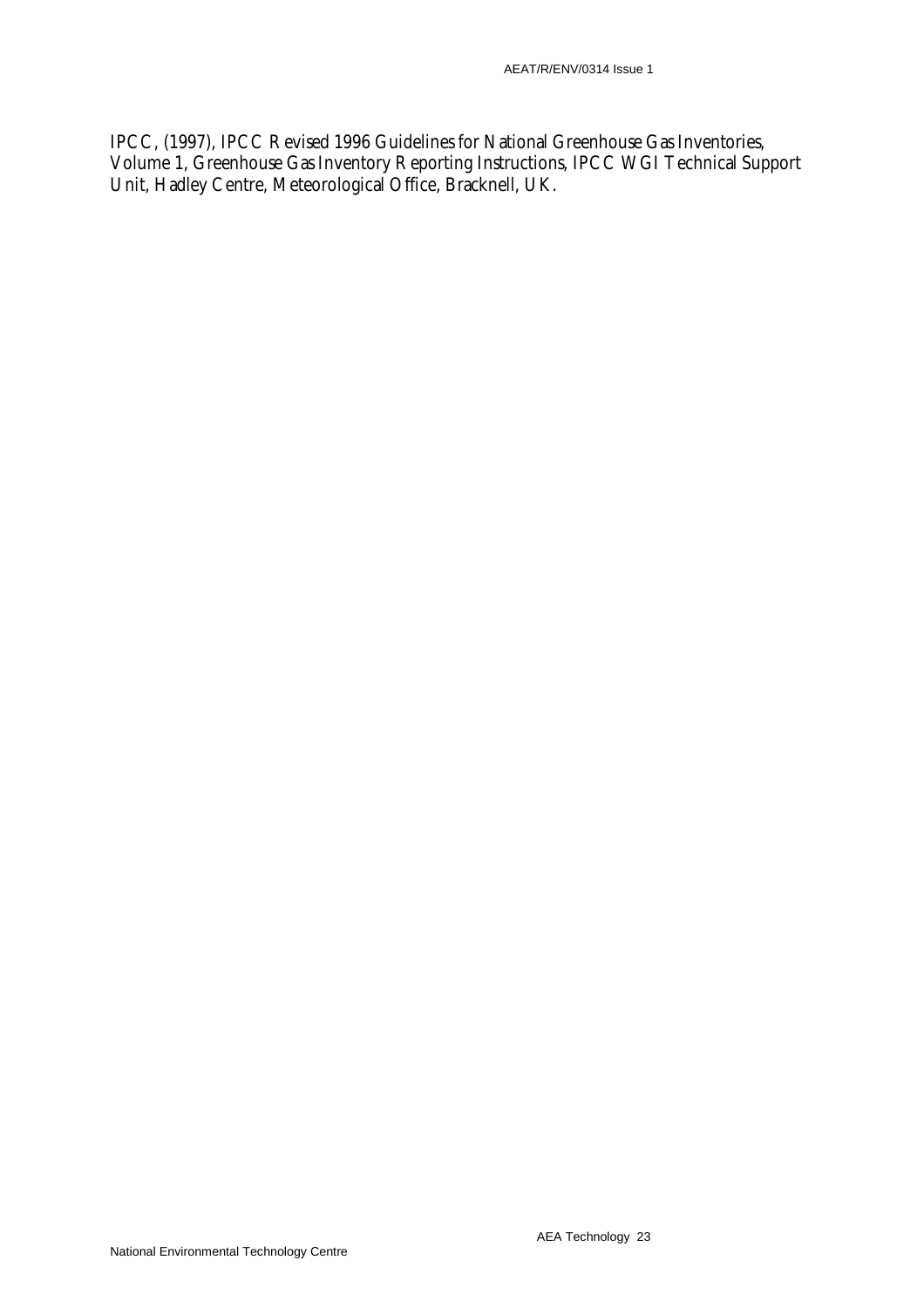IPCC, (1997), IPCC Revised 1996 Guidelines for National Greenhouse Gas Inventories, Volume 1, Greenhouse Gas Inventory Reporting Instructions, IPCC WGI Technical Support Unit, Hadley Centre, Meteorological Office, Bracknell, UK.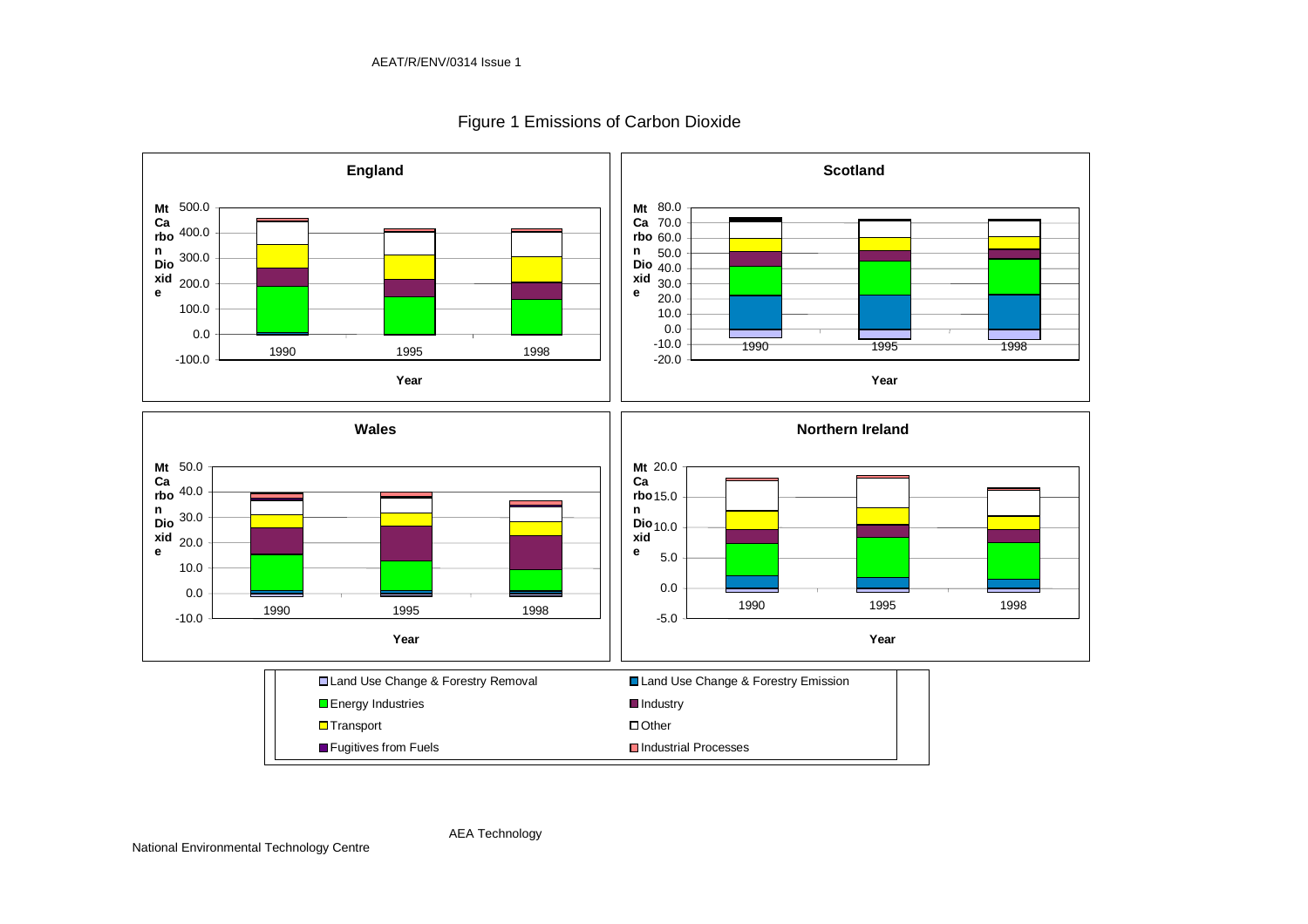Figure 1 Emissions of Carbon Dioxide

**England**

**Scotland**

**Wales**

**Northern Ireland**

Mt Carbon Dioxide

Year

1990 1995 1998

- Land Use Change & Forestry Removal
- Land Use Change & Forestry Emission
- Energy Industries
- Industry
- Transport
- Other
- Fugitives from Fuels
- Industrial Processes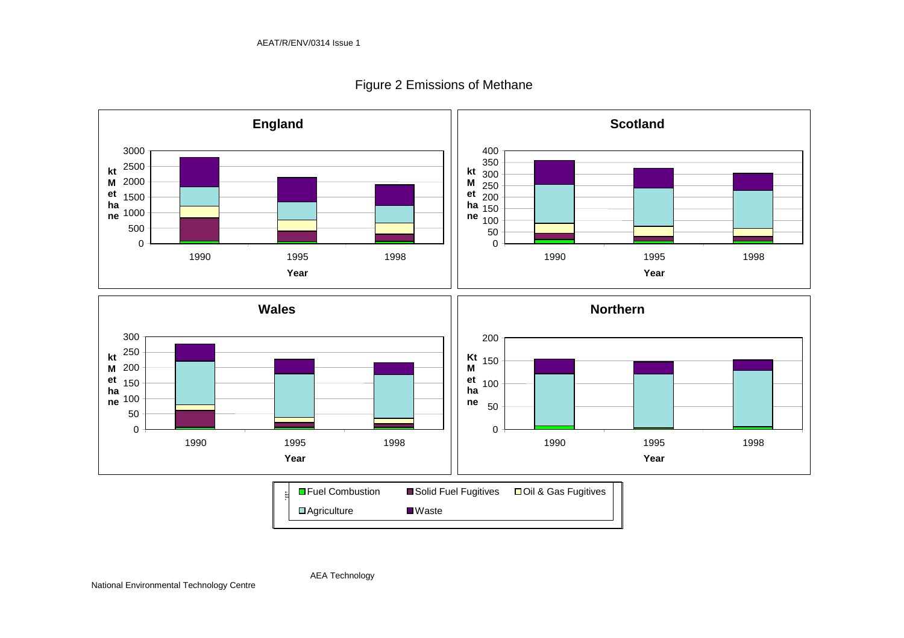# Figure 2 Emissions of Methane

**England**

**Scotland**

**Wales**

**Northern**

Fuel Combustion | Solid Fuel Fugitives | Oil & Gas Fugitives | Agriculture | Waste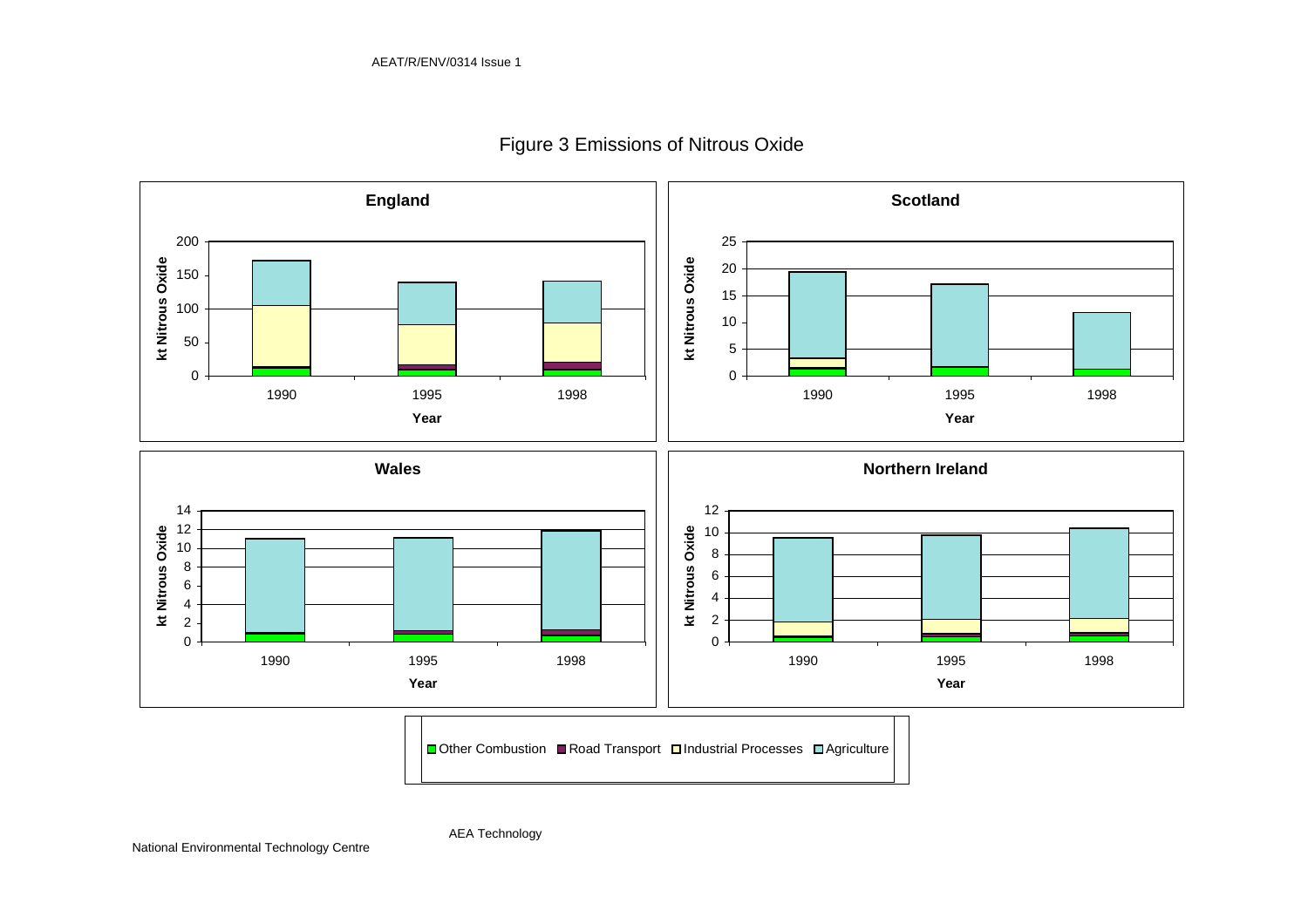Figure 3 Emissions of Nitrous Oxide

**England**

**Scotland**

**Wales**

**Northern Ireland**

Other Combustion   Road Transport   Industrial Processes   Agriculture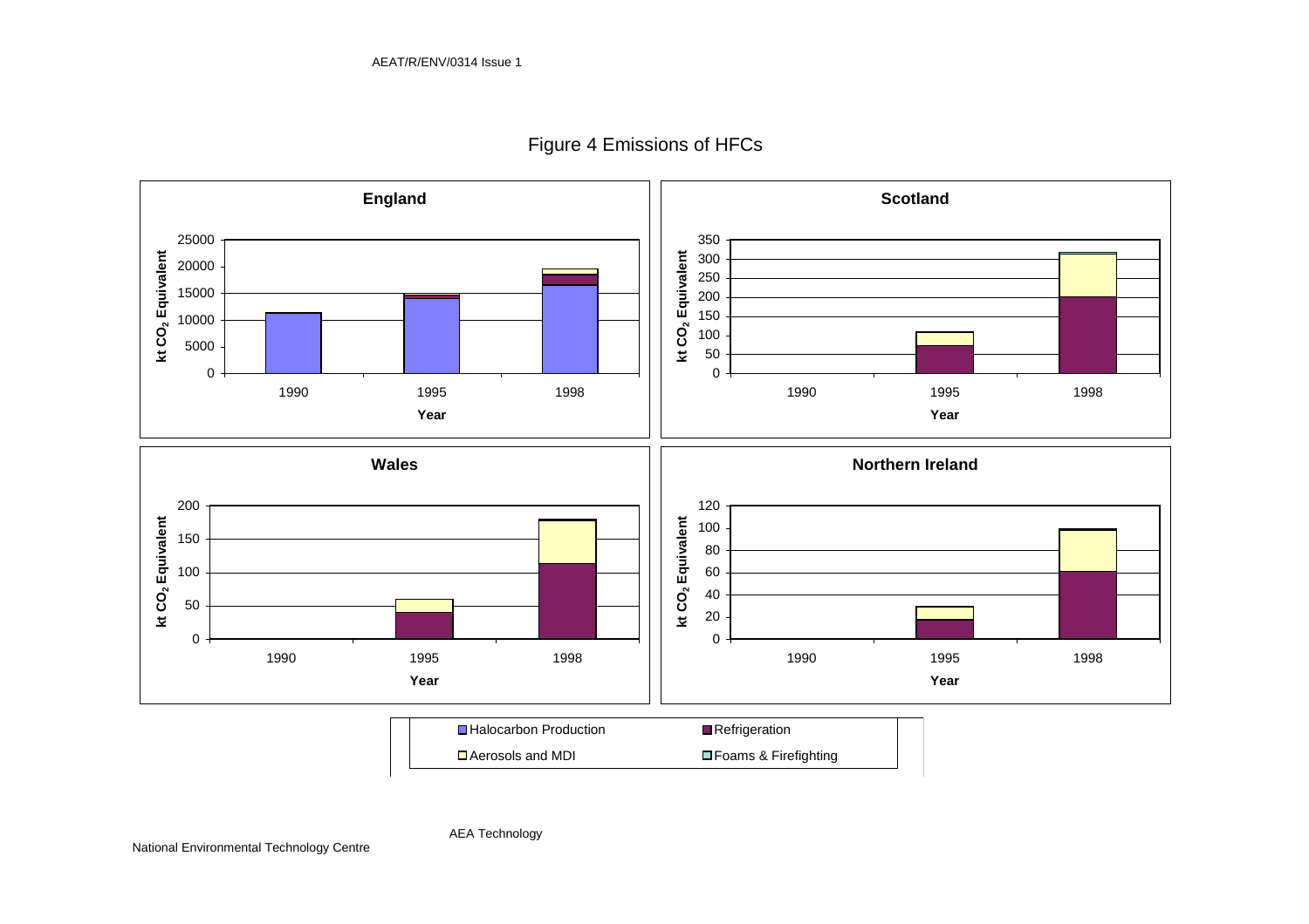# Figure 4 Emissions of HFCs

**England**

**Scotland**

**Wales**

**Northern Ireland**

kt $CO_2$ Equivalent

Year

1990 1995 1998

Halocarbon Production · Refrigeration · Aerosols and MDI · Foams & Firefighting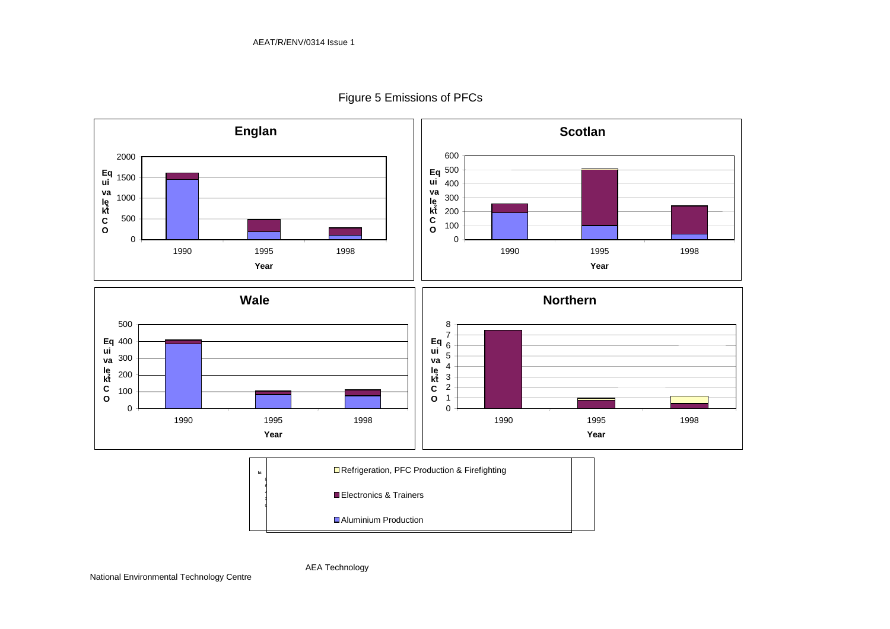Figure 5 Emissions of PFCs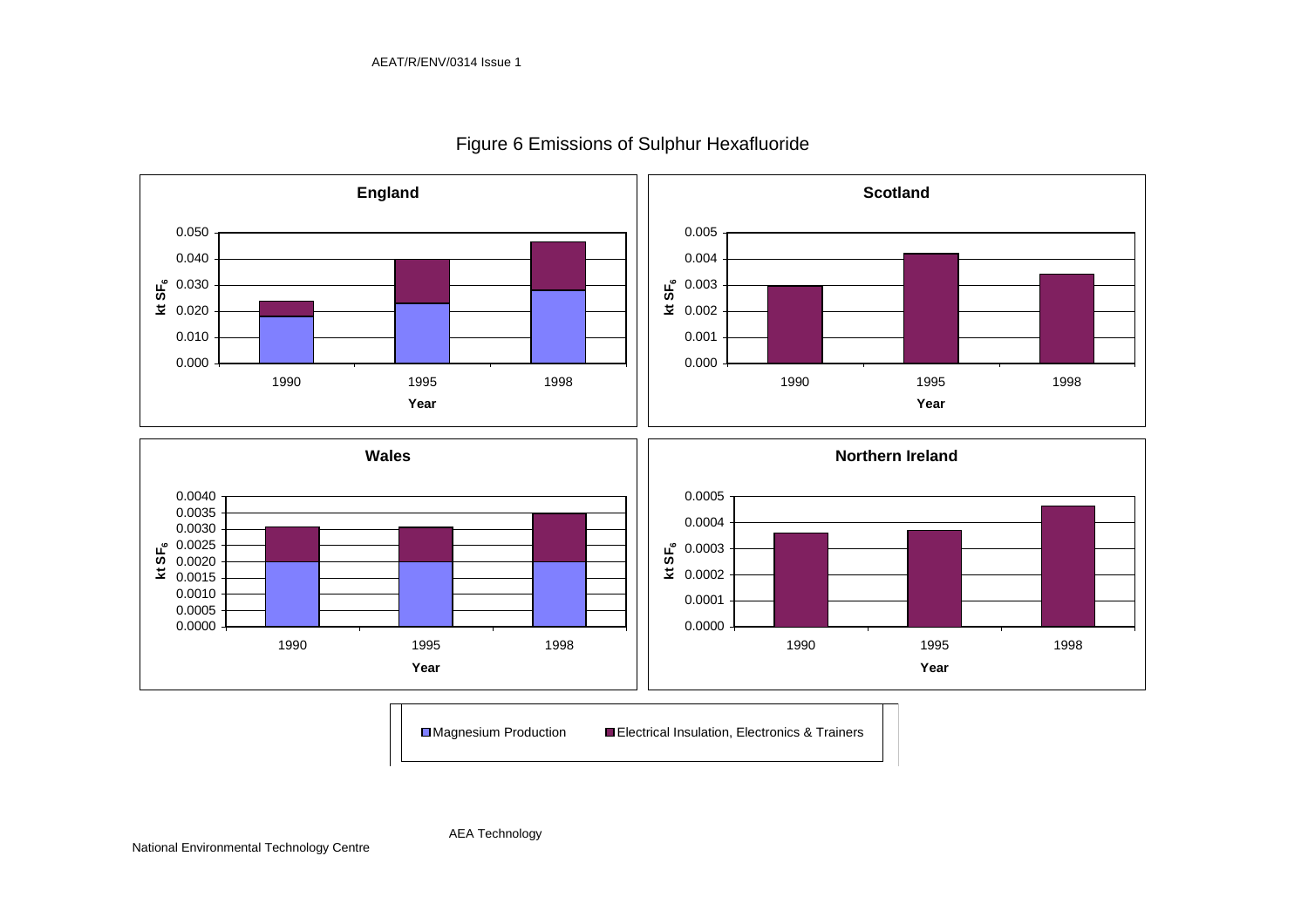Figure 6 Emissions of Sulphur Hexafluoride

England

0.050
0.040
0.030
0.020
0.010
0.000

kt $SF_6$

1990 1995 1998

Year

Scotland

0.005
0.004
0.003
0.002
0.001
0.000

kt $SF_6$

1990 1995 1998

Year

Wales

0.0040
0.0035
0.0030
0.0025
0.0020
0.0015
0.0010
0.0005
0.0000

kt $SF_6$

1990 1995 1998

Year

Northern Ireland

0.0005
0.0004
0.0003
0.0002
0.0001
0.0000

kt $SF_6$

1990 1995 1998

Year

Magnesium Production

Electrical Insulation, Electronics & Trainers